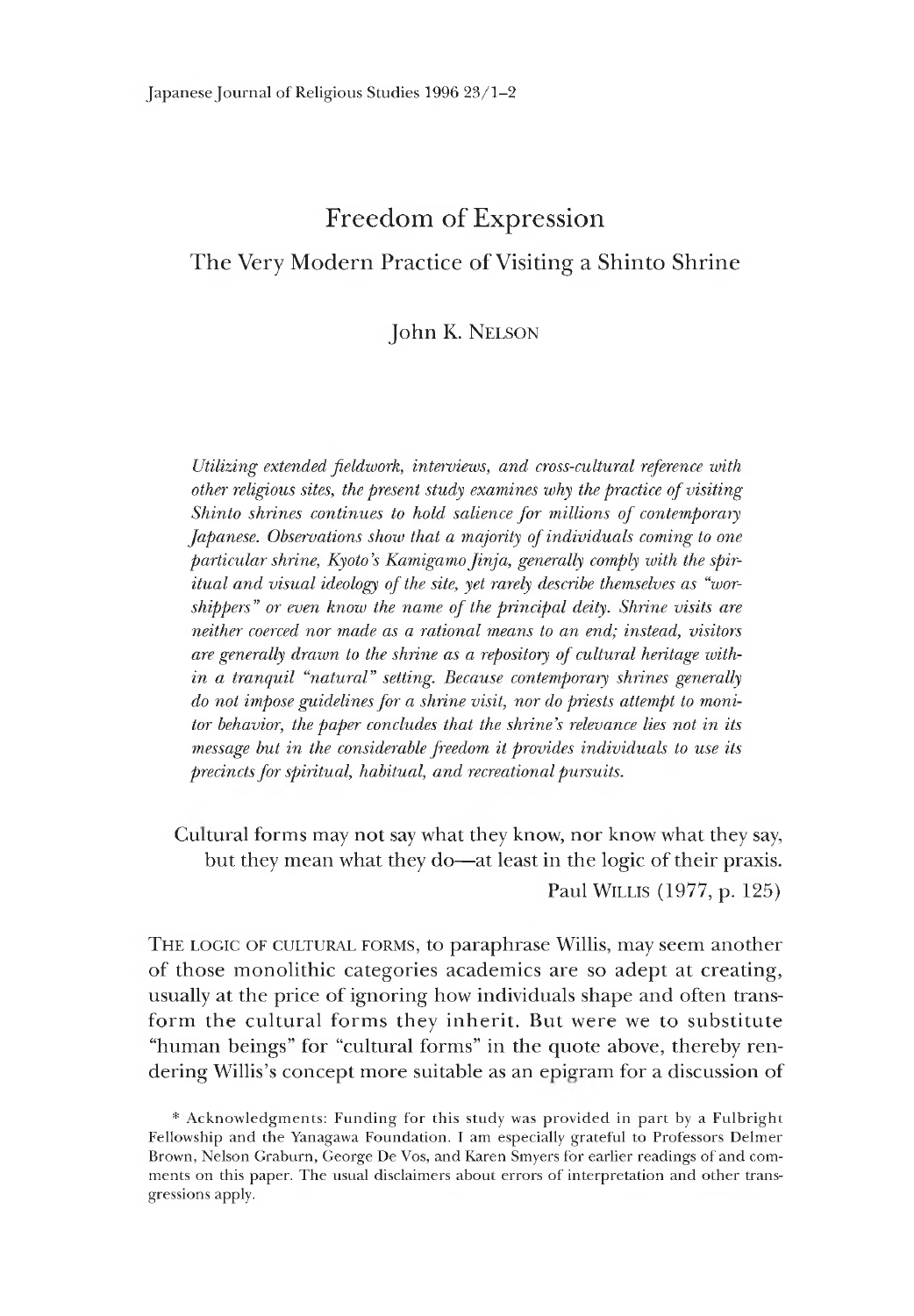# Freedom of Expression

## The Very Modern Practice of Visiting a Shinto Shrine

John K. NELSON

*Utilizing extended fieldwork, interviews, and cross-cultural reference with other religious sites, the present study examines why the practice of visiting Shinto shrines continues to hold salience for millions of contemporary Japanese. Observations show that a majority of individuals coming to one particular shrine, Kyoto's Kamigamo Jinja, generally comply with the spiritual and visual ideology of the site, yet rarely describe themselves as "worshippers" or even know the name of the principal deity. Shrine visits are neither coerced nor made as a rational means to an end; instead, visitors are generally drawn to the shrine as a repository of cultural heritage within a tranquil "natural" setting. Because contemporary shrines generally do not impose guidelines for a shrine visit, nor do priests attempt to monitor behavior, the paper concludes that the shrine's relevance lies not in its message but in the considerable freedom it provides individuals to use its precincts for spiritual, habitual, and recreational pursuits.*

> Cultural forms may not say what they know, nor know what they say, but they mean what they do—at least in the logic of their praxis.
>
> Paul WILLIS (1977, p. 125)

THE LOGIC OF CULTURAL FORMS, to paraphrase Willis, may seem another of those monolithic categories academics are so adept at creating, usually at the price of ignoring how individuals shape and often transform the cultural forms they inherit. But were we to substitute "human beings" for "cultural forms" in the quote above, thereby rendering Willis's concept more suitable as an epigram for a discussion of

\* Acknowledgments: Funding for this study was provided in part by a Fulbright Fellowship and the Yanagawa Foundation. I am especially grateful to Professors Delmer Brown, Nelson Graburn, George De Vos, and Karen Smyers for earlier readings of and comments on this paper. The usual disclaimers about errors of interpretation and other transgressions apply.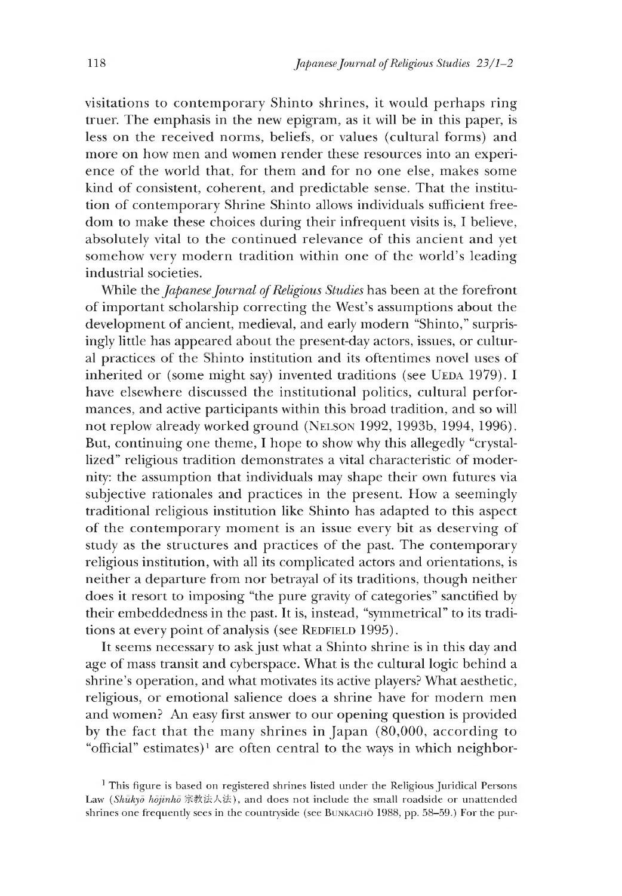visitations to contemporary Shinto shrines, it would perhaps ring truer. The emphasis in the new epigram, as it will be in this paper, is less on the received norms, beliefs, or values (cultural forms) and more on how men and women render these resources into an experience of the world that, for them and for no one else, makes some kind of consistent, coherent, and predictable sense. That the institution of contemporary Shrine Shinto allows individuals sufficient freedom to make these choices during their infrequent visits is, I believe, absolutely vital to the continued relevance of this ancient and yet somehow very modern tradition within one of the world's leading industrial societies.

While the *Japanese Journal of Religious Studies* has been at the forefront of important scholarship correcting the West's assumptions about the development of ancient, medieval, and early modern "Shinto," surprisingly little has appeared about the present-day actors, issues, or cultural practices of the Shinto institution and its oftentimes novel uses of inherited or (some might say) invented traditions (see UEDA 1979). I have elsewhere discussed the institutional politics, cultural performances, and active participants within this broad tradition, and so will not replow already worked ground (NELSON 1992, 1993b, 1994, 1996). But, continuing one theme, I hope to show why this allegedly "crystallized" religious tradition demonstrates a vital characteristic of modernity: the assumption that individuals may shape their own futures via subjective rationales and practices in the present. How a seemingly traditional religious institution like Shinto has adapted to this aspect of the contemporary moment is an issue every bit as deserving of study as the structures and practices of the past. The contemporary religious institution, with all its complicated actors and orientations, is neither a departure from nor betrayal of its traditions, though neither does it resort to imposing "the pure gravity of categories" sanctified by their embeddedness in the past. It is, instead, "symmetrical" to its traditions at every point of analysis (see REDFIELD 1995).

It seems necessary to ask just what a Shinto shrine is in this day and age of mass transit and cyberspace. What is the cultural logic behind a shrine's operation, and what motivates its active players? What aesthetic, religious, or emotional salience does a shrine have for modern men and women? An easy first answer to our opening question is provided by the fact that the many shrines in Japan (80,000, according to "official" estimates)[1] are often central to the ways in which neighbor-

[1] This figure is based on registered shrines listed under the Religious Juridical Persons Law (*Shūkyō hōjinhō* 宗教法人法), and does not include the small roadside or unattended shrines one frequently sees in the countryside (see BUNKACHŌ 1988, pp. 58–59.) For the pur-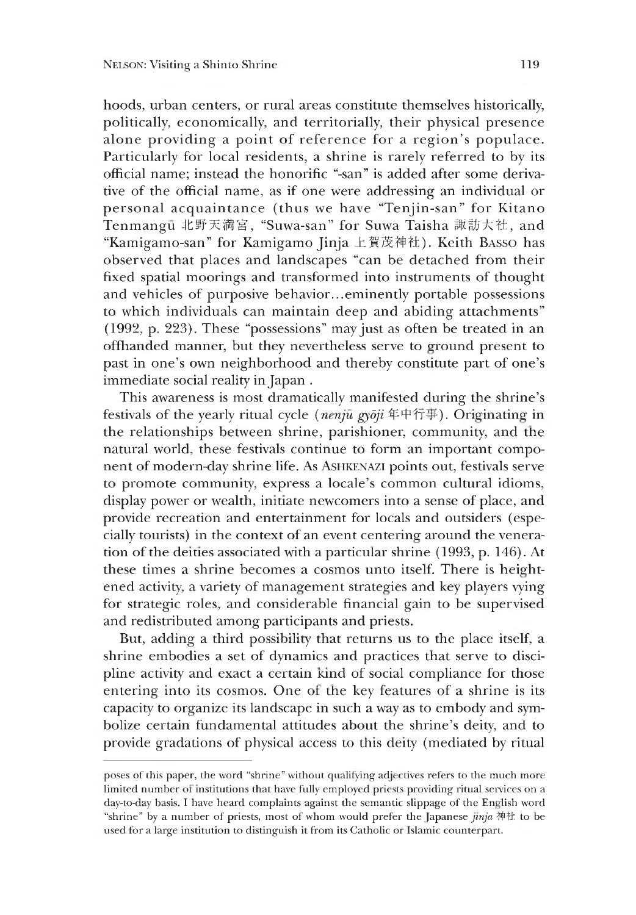hoods, urban centers, or rural areas constitute themselves historically, politically, economically, and territorially, their physical presence alone providing a point of reference for a region's populace. Particularly for local residents, a shrine is rarely referred to by its official name; instead the honorific "-san" is added after some derivative of the official name, as if one were addressing an individual or personal acquaintance (thus we have "Tenjin-san" for Kitano Tenmangū 北野天満宮, "Suwa-san" for Suwa Taisha 諏訪大社, and "Kamigamo-san" for Kamigamo Jinja 上賀茂神社). Keith BASSO has observed that places and landscapes "can be detached from their fixed spatial moorings and transformed into instruments of thought and vehicles of purposive behavior...eminently portable possessions to which individuals can maintain deep and abiding attachments" (1992, p. 223). These "possessions" may just as often be treated in an offhanded manner, but they nevertheless serve to ground present to past in one's own neighborhood and thereby constitute part of one's immediate social reality in Japan .

This awareness is most dramatically manifested during the shrine's festivals of the yearly ritual cycle (*nenjū gyōji* 年中行事). Originating in the relationships between shrine, parishioner, community, and the natural world, these festivals continue to form an important component of modern-day shrine life. As ASHKENAZI points out, festivals serve to promote community, express a locale's common cultural idioms, display power or wealth, initiate newcomers into a sense of place, and provide recreation and entertainment for locals and outsiders (especially tourists) in the context of an event centering around the veneration of the deities associated with a particular shrine (1993, p. 146). At these times a shrine becomes a cosmos unto itself. There is heightened activity, a variety of management strategies and key players vying for strategic roles, and considerable financial gain to be supervised and redistributed among participants and priests.

But, adding a third possibility that returns us to the place itself, a shrine embodies a set of dynamics and practices that serve to discipline activity and exact a certain kind of social compliance for those entering into its cosmos. One of the key features of a shrine is its capacity to organize its landscape in such a way as to embody and symbolize certain fundamental attitudes about the shrine's deity, and to provide gradations of physical access to this deity (mediated by ritual

poses of this paper, the word "shrine" without qualifying adjectives refers to the much more limited number of institutions that have fully employed priests providing ritual services on a day-to-day basis. I have heard complaints against the semantic slippage of the English word "shrine" by a number of priests, most of whom would prefer the Japanese *jinja* 神社 to be used for a large institution to distinguish it from its Catholic or Islamic counterpart.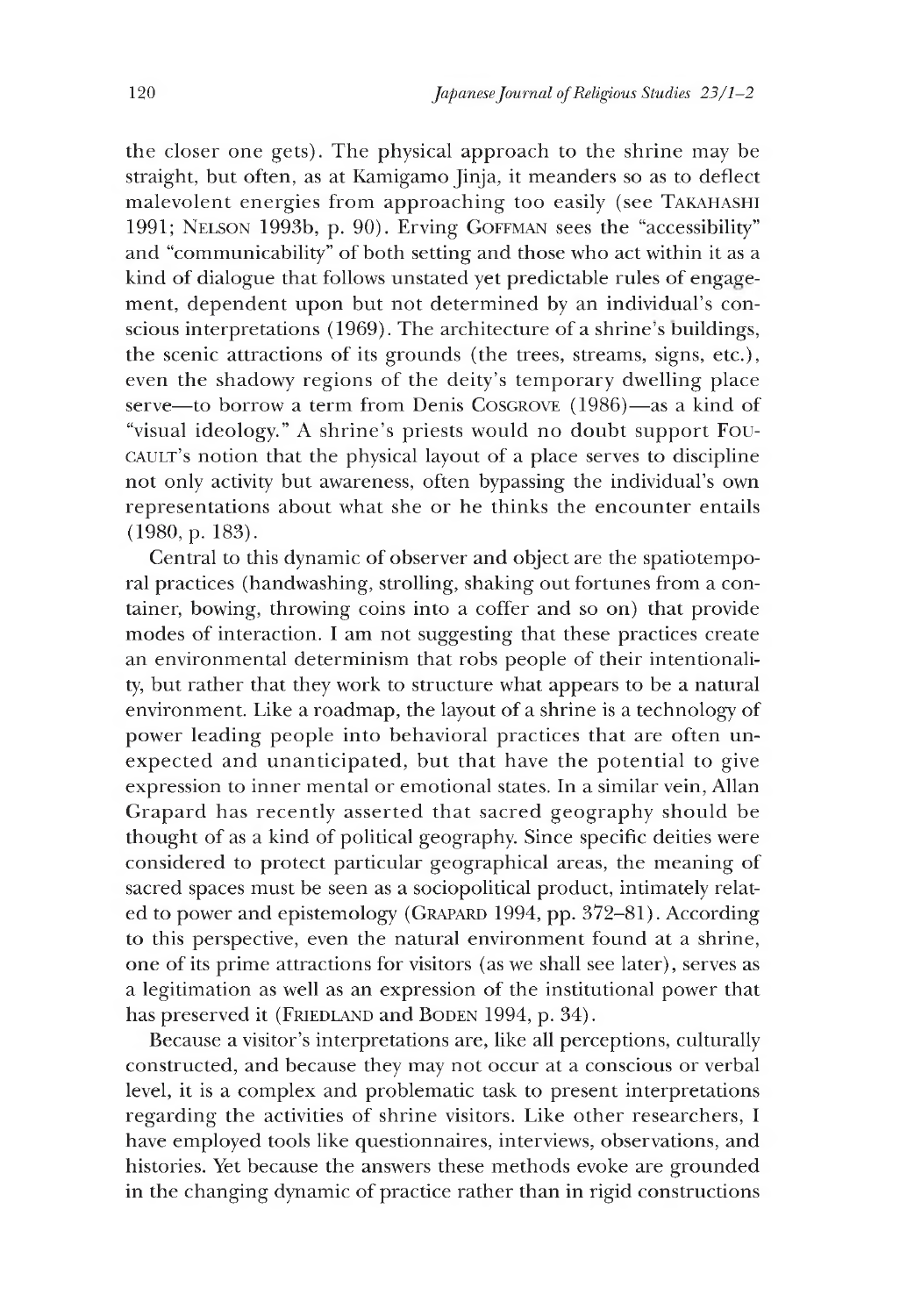the closer one gets). The physical approach to the shrine may be straight, but often, as at Kamigamo Jinja, it meanders so as to deflect malevolent energies from approaching too easily (see TAKAHASHI 1991; NELSON 1993b, p. 90). Erving GOFFMAN sees the "accessibility" and "communicability" of both setting and those who act within it as a kind of dialogue that follows unstated yet predictable rules of engagement, dependent upon but not determined by an individual's conscious interpretations (1969). The architecture of a shrine's buildings, the scenic attractions of its grounds (the trees, streams, signs, etc.), even the shadowy regions of the deity's temporary dwelling place serve—to borrow a term from Denis COSGROVE (1986)—as a kind of "visual ideology." A shrine's priests would no doubt support FOUCAULT's notion that the physical layout of a place serves to discipline not only activity but awareness, often bypassing the individual's own representations about what she or he thinks the encounter entails (1980, p. 183).

Central to this dynamic of observer and object are the spatiotemporal practices (handwashing, strolling, shaking out fortunes from a container, bowing, throwing coins into a coffer and so on) that provide modes of interaction. I am not suggesting that these practices create an environmental determinism that robs people of their intentionality, but rather that they work to structure what appears to be a natural environment. Like a roadmap, the layout of a shrine is a technology of power leading people into behavioral practices that are often unexpected and unanticipated, but that have the potential to give expression to inner mental or emotional states. In a similar vein, Allan Grapard has recently asserted that sacred geography should be thought of as a kind of political geography. Since specific deities were considered to protect particular geographical areas, the meaning of sacred spaces must be seen as a sociopolitical product, intimately related to power and epistemology (GRAPARD 1994, pp. 372–81). According to this perspective, even the natural environment found at a shrine, one of its prime attractions for visitors (as we shall see later), serves as a legitimation as well as an expression of the institutional power that has preserved it (FRIEDLAND and BODEN 1994, p. 34).

Because a visitor's interpretations are, like all perceptions, culturally constructed, and because they may not occur at a conscious or verbal level, it is a complex and problematic task to present interpretations regarding the activities of shrine visitors. Like other researchers, I have employed tools like questionnaires, interviews, observations, and histories. Yet because the answers these methods evoke are grounded in the changing dynamic of practice rather than in rigid constructions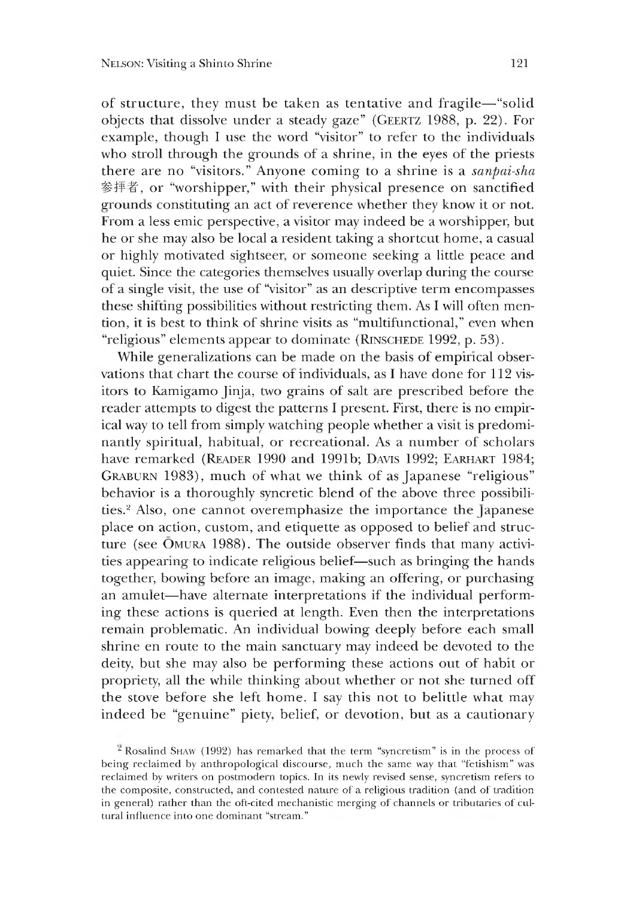of structure, they must be taken as tentative and fragile—"solid objects that dissolve under a steady gaze" (GEERTZ 1988, p. 22). For example, though I use the word "visitor" to refer to the individuals who stroll through the grounds of a shrine, in the eyes of the priests there are no "visitors." Anyone coming to a shrine is a *sanpai-sha* 参拝者, or "worshipper," with their physical presence on sanctified grounds constituting an act of reverence whether they know it or not. From a less emic perspective, a visitor may indeed be a worshipper, but he or she may also be local a resident taking a shortcut home, a casual or highly motivated sightseer, or someone seeking a little peace and quiet. Since the categories themselves usually overlap during the course of a single visit, the use of "visitor" as an descriptive term encompasses these shifting possibilities without restricting them. As I will often mention, it is best to think of shrine visits as "multifunctional," even when "religious" elements appear to dominate (RINSCHEDE 1992, p. 53).

While generalizations can be made on the basis of empirical observations that chart the course of individuals, as I have done for 112 visitors to Kamigamo Jinja, two grains of salt are prescribed before the reader attempts to digest the patterns I present. First, there is no empirical way to tell from simply watching people whether a visit is predominantly spiritual, habitual, or recreational. As a number of scholars have remarked (READER 1990 and 1991b; DAVIS 1992; EARHART 1984; GRABURN 1983), much of what we think of as Japanese "religious" behavior is a thoroughly syncretic blend of the above three possibilities.[2] Also, one cannot overemphasize the importance the Japanese place on action, custom, and etiquette as opposed to belief and structure (see ŌMURA 1988). The outside observer finds that many activities appearing to indicate religious belief—such as bringing the hands together, bowing before an image, making an offering, or purchasing an amulet—have alternate interpretations if the individual performing these actions is queried at length. Even then the interpretations remain problematic. An individual bowing deeply before each small shrine en route to the main sanctuary may indeed be devoted to the deity, but she may also be performing these actions out of habit or propriety, all the while thinking about whether or not she turned off the stove before she left home. I say this not to belittle what may indeed be "genuine" piety, belief, or devotion, but as a cautionary

[2] Rosalind SHAW (1992) has remarked that the term "syncretism" is in the process of being reclaimed by anthropological discourse, much the same way that "fetishism" was reclaimed by writers on postmodern topics. In its newly revised sense, syncretism refers to the composite, constructed, and contested nature of a religious tradition (and of tradition in general) rather than the oft-cited mechanistic merging of channels or tributaries of cultural influence into one dominant "stream."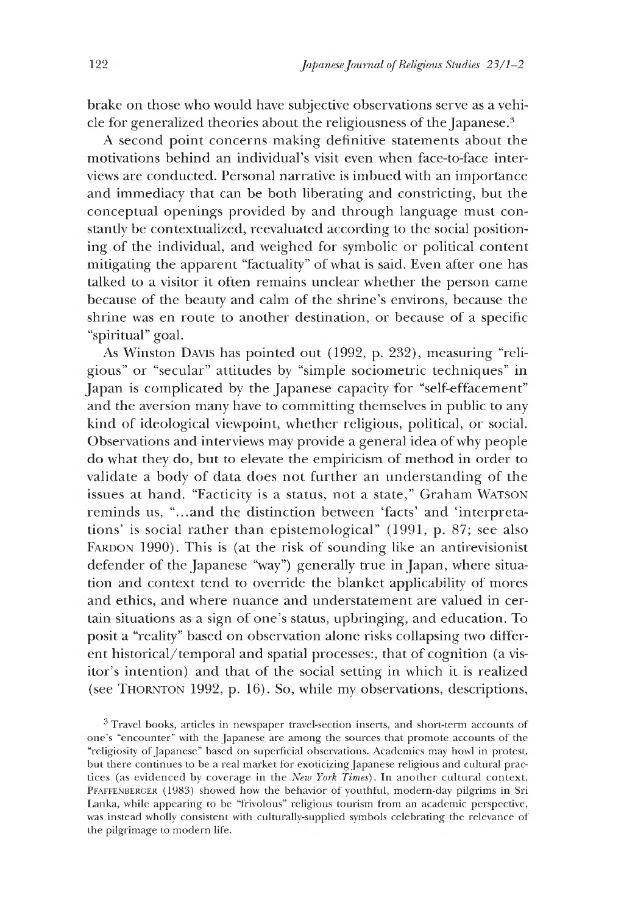brake on those who would have subjective observations serve as a vehicle for generalized theories about the religiousness of the Japanese.[3]

A second point concerns making definitive statements about the motivations behind an individual's visit even when face-to-face interviews are conducted. Personal narrative is imbued with an importance and immediacy that can be both liberating and constricting, but the conceptual openings provided by and through language must constantly be contextualized, reevaluated according to the social positioning of the individual, and weighed for symbolic or political content mitigating the apparent "factuality" of what is said. Even after one has talked to a visitor it often remains unclear whether the person came because of the beauty and calm of the shrine's environs, because the shrine was en route to another destination, or because of a specific "spiritual" goal.

As Winston DAVIS has pointed out (1992, p. 232), measuring "religious" or "secular" attitudes by "simple sociometric techniques" in Japan is complicated by the Japanese capacity for "self-effacement" and the aversion many have to committing themselves in public to any kind of ideological viewpoint, whether religious, political, or social. Observations and interviews may provide a general idea of why people do what they do, but to elevate the empiricism of method in order to validate a body of data does not further an understanding of the issues at hand. "Facticity is a status, not a state," Graham WATSON reminds us, "...and the distinction between 'facts' and 'interpretations' is social rather than epistemological" (1991, p. 87; see also FARDON 1990). This is (at the risk of sounding like an antirevisionist defender of the Japanese "way") generally true in Japan, where situation and context tend to override the blanket applicability of mores and ethics, and where nuance and understatement are valued in certain situations as a sign of one's status, upbringing, and education. To posit a "reality" based on observation alone risks collapsing two different historical/temporal and spatial processes:, that of cognition (a visitor's intention) and that of the social setting in which it is realized (see THORNTON 1992, p. 16). So, while my observations, descriptions,

[3] Travel books, articles in newspaper travel-section inserts, and short-term accounts of one's "encounter" with the Japanese are among the sources that promote accounts of the "religiosity of Japanese" based on superficial observations. Academics may howl in protest, but there continues to be a real market for exoticizing Japanese religious and cultural practices (as evidenced by coverage in the *New York Times*). In another cultural context, PFAFFENBERGER (1983) showed how the behavior of youthful, modern-day pilgrims in Sri Lanka, while appearing to be "frivolous" religious tourism from an academic perspective, was instead wholly consistent with culturally-supplied symbols celebrating the relevance of the pilgrimage to modern life.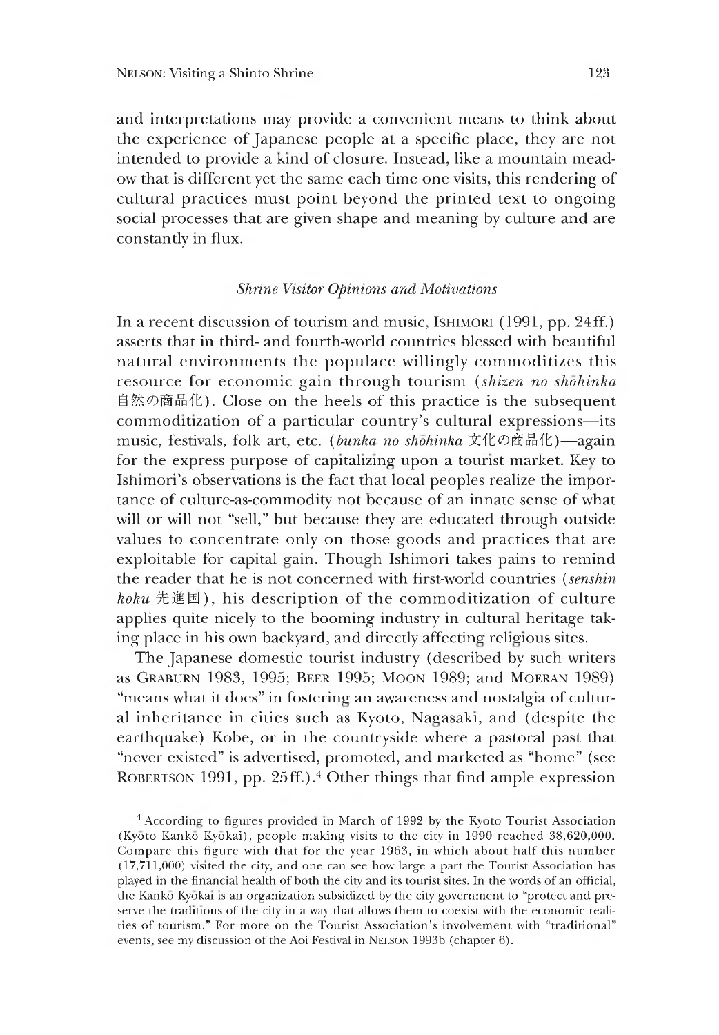and interpretations may provide a convenient means to think about the experience of Japanese people at a specific place, they are not intended to provide a kind of closure. Instead, like a mountain meadow that is different yet the same each time one visits, this rendering of cultural practices must point beyond the printed text to ongoing social processes that are given shape and meaning by culture and are constantly in flux.

### *Shrine Visitor Opinions and Motivations*

In a recent discussion of tourism and music, ISHIMORI (1991, pp. 24ff.) asserts that in third- and fourth-world countries blessed with beautiful natural environments the populace willingly commoditizes this resource for economic gain through tourism (*shizen no shōhinka* 自然の商品化). Close on the heels of this practice is the subsequent commoditization of a particular country's cultural expressions—its music, festivals, folk art, etc. (*bunka no shōhinka* 文化の商品化)—again for the express purpose of capitalizing upon a tourist market. Key to Ishimori's observations is the fact that local peoples realize the importance of culture-as-commodity not because of an innate sense of what will or will not "sell," but because they are educated through outside values to concentrate only on those goods and practices that are exploitable for capital gain. Though Ishimori takes pains to remind the reader that he is not concerned with first-world countries (*senshin koku* 先進国), his description of the commoditization of culture applies quite nicely to the booming industry in cultural heritage taking place in his own backyard, and directly affecting religious sites.

The Japanese domestic tourist industry (described by such writers as GRABURN 1983, 1995; BEER 1995; MOON 1989; and MOERAN 1989) "means what it does" in fostering an awareness and nostalgia of cultural inheritance in cities such as Kyoto, Nagasaki, and (despite the earthquake) Kobe, or in the countryside where a pastoral past that "never existed" is advertised, promoted, and marketed as "home" (see ROBERTSON 1991, pp. 25ff.).[4] Other things that find ample expression

[4] According to figures provided in March of 1992 by the Kyoto Tourist Association (Kyōto Kankō Kyōkai), people making visits to the city in 1990 reached 38,620,000. Compare this figure with that for the year 1963, in which about half this number (17,711,000) visited the city, and one can see how large a part the Tourist Association has played in the financial health of both the city and its tourist sites. In the words of an official, the Kankō Kyōkai is an organization subsidized by the city government to "protect and preserve the traditions of the city in a way that allows them to coexist with the economic realities of tourism." For more on the Tourist Association's involvement with "traditional" events, see my discussion of the Aoi Festival in NELSON 1993b (chapter 6).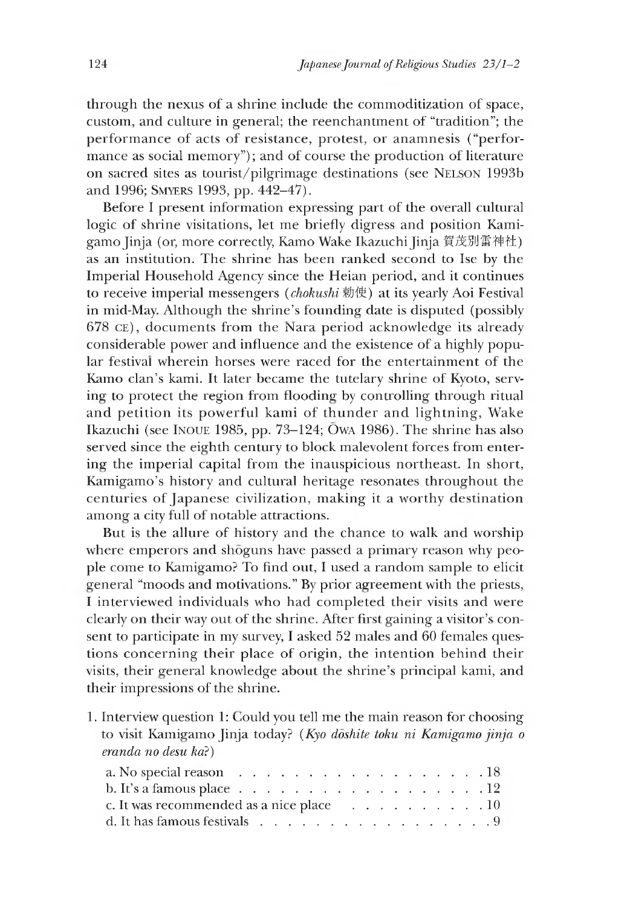through the nexus of a shrine include the commoditization of space, custom, and culture in general; the reenchantment of "tradition"; the performance of acts of resistance, protest, or anamnesis ("performance as social memory"); and of course the production of literature on sacred sites as tourist/pilgrimage destinations (see NELSON 1993b and 1996; SMYERS 1993, pp. 442–47).

Before I present information expressing part of the overall cultural logic of shrine visitations, let me briefly digress and position Kamigamo Jinja (or, more correctly, Kamo Wake Ikazuchi Jinja 賀茂別雷神社) as an institution. The shrine has been ranked second to Ise by the Imperial Household Agency since the Heian period, and it continues to receive imperial messengers (*chokushi* 勅使) at its yearly Aoi Festival in mid-May. Although the shrine's founding date is disputed (possibly 678 CE), documents from the Nara period acknowledge its already considerable power and influence and the existence of a highly popular festival wherein horses were raced for the entertainment of the Kamo clan's kami. It later became the tutelary shrine of Kyoto, serving to protect the region from flooding by controlling through ritual and petition its powerful kami of thunder and lightning, Wake Ikazuchi (see INOUE 1985, pp. 73–124; ŌWA 1986). The shrine has also served since the eighth century to block malevolent forces from entering the imperial capital from the inauspicious northeast. In short, Kamigamo's history and cultural heritage resonates throughout the centuries of Japanese civilization, making it a worthy destination among a city full of notable attractions.

But is the allure of history and the chance to walk and worship where emperors and shōguns have passed a primary reason why people come to Kamigamo? To find out, I used a random sample to elicit general "moods and motivations." By prior agreement with the priests, I interviewed individuals who had completed their visits and were clearly on their way out of the shrine. After first gaining a visitor's consent to participate in my survey, I asked 52 males and 60 females questions concerning their place of origin, the intention behind their visits, their general knowledge about the shrine's principal kami, and their impressions of the shrine.

1. Interview question 1: Could you tell me the main reason for choosing to visit Kamigamo Jinja today? (*Kyo dōshite toku ni Kamigamo jinja o eranda no desu ka?*)

   a. No special reason . . . . . . . . . . . . . . . . . . . 18
   b. It's a famous place . . . . . . . . . . . . . . . . . . . 12
   c. It was recommended as a nice place . . . . . . . . . . 10
   d. It has famous festivals . . . . . . . . . . . . . . . . . 9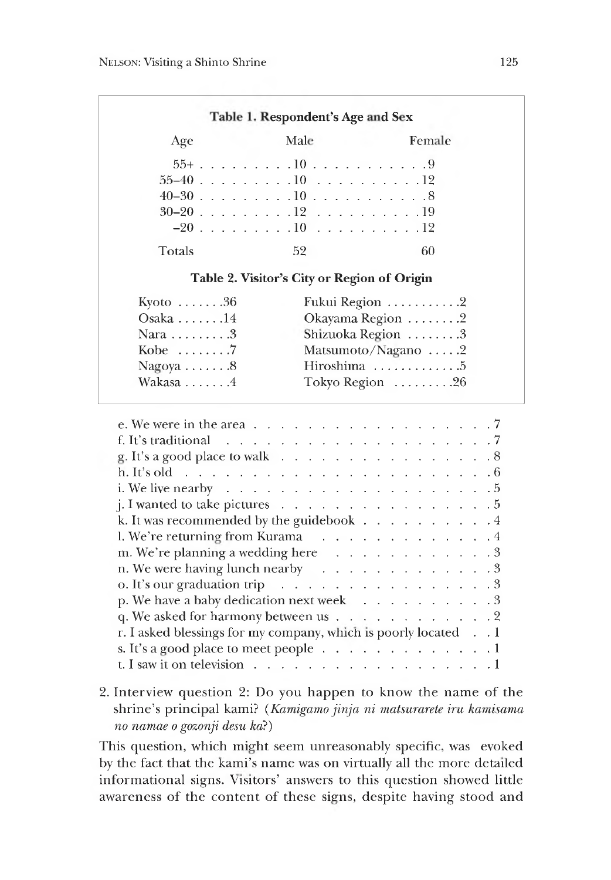**Table 1. Respondent's Age and Sex**

| Age | Male | Female |
|---|---|---|
| 55+ | 10 | 9 |
| 55–40 | 10 | 12 |
| 40–30 | 10 | 8 |
| 30–20 | 12 | 19 |
| –20 | 10 | 12 |
| Totals | 52 | 60 |

**Table 2. Visitor's City or Region of Origin**

| City | Number | Region | Number |
|---|---|---|---|
| Kyoto | 36 | Fukui Region | 2 |
| Osaka | 14 | Okayama Region | 2 |
| Nara | 3 | Shizuoka Region | 3 |
| Kobe | 7 | Matsumoto/Nagano | 2 |
| Nagoya | 8 | Hiroshima | 5 |
| Wakasa | 4 | Tokyo Region | 26 |

e. We were in the area . . . . . . . . . . . . . . . . . . . . 7
f. It's traditional . . . . . . . . . . . . . . . . . . . . . 7
g. It's a good place to walk . . . . . . . . . . . . . . . . 8
h. It's old . . . . . . . . . . . . . . . . . . . . . . . . 6
i. We live nearby . . . . . . . . . . . . . . . . . . . . . 5
j. I wanted to take pictures . . . . . . . . . . . . . . . . 5
k. It was recommended by the guidebook . . . . . . . . . . 4
l. We're returning from Kurama . . . . . . . . . . . . . . 4
m. We're planning a wedding here . . . . . . . . . . . . . 3
n. We were having lunch nearby . . . . . . . . . . . . . . 3
o. It's our graduation trip . . . . . . . . . . . . . . . . 3
p. We have a baby dedication next week . . . . . . . . . . 3
q. We asked for harmony between us . . . . . . . . . . . . 2
r. I asked blessings for my company, which is poorly located . . 1
s. It's a good place to meet people . . . . . . . . . . . . 1
t. I saw it on television . . . . . . . . . . . . . . . . . 1

2. Interview question 2: Do you happen to know the name of the shrine's principal kami? (*Kamigamo jinja ni matsurarete iru kamisama no namae o gozonji desu ka*?)

This question, which might seem unreasonably specific, was evoked by the fact that the kami's name was on virtually all the more detailed informational signs. Visitors' answers to this question showed little awareness of the content of these signs, despite having stood and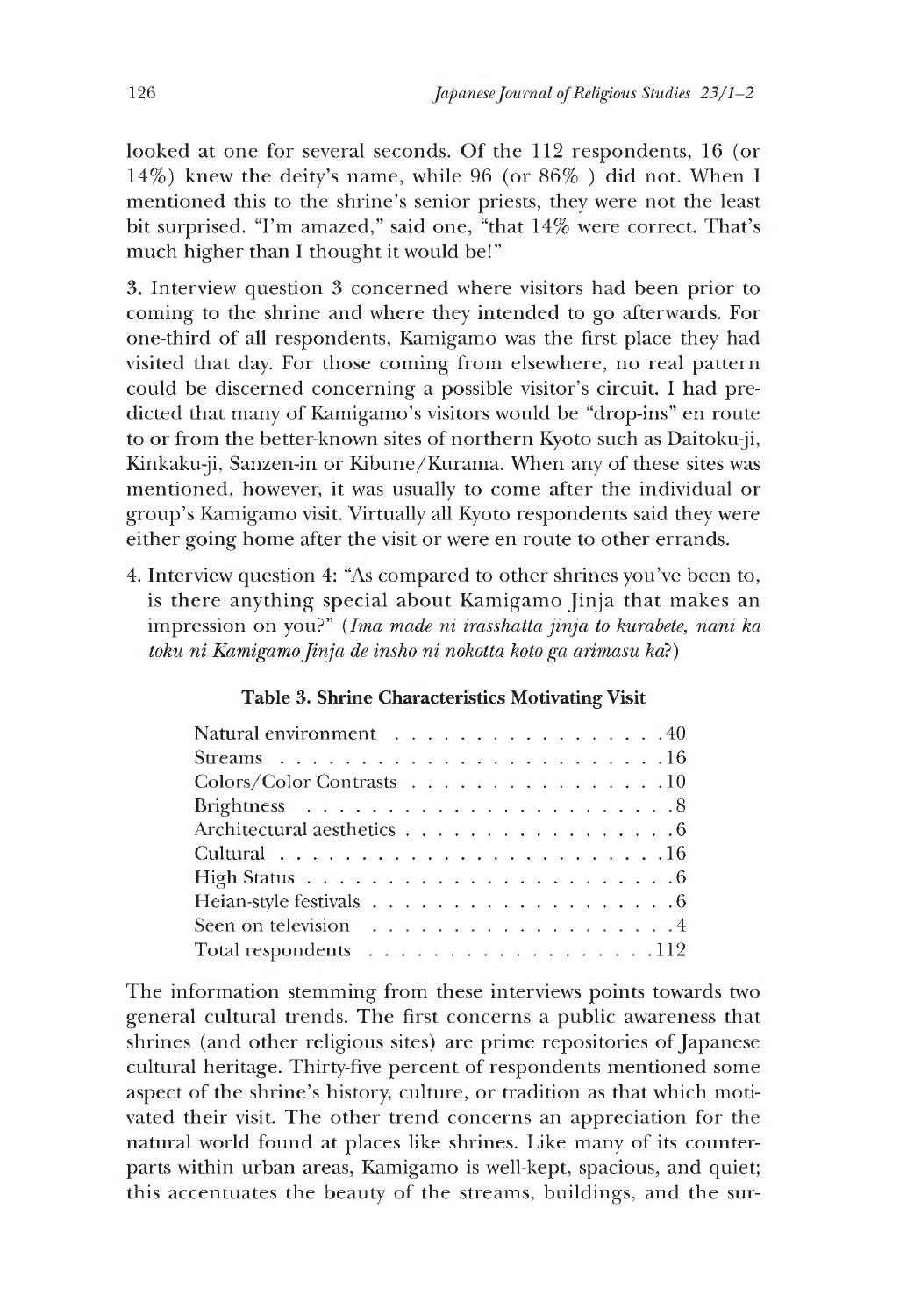looked at one for several seconds. Of the 112 respondents, 16 (or 14%) knew the deity's name, while 96 (or 86% ) did not. When I mentioned this to the shrine's senior priests, they were not the least bit surprised. "I'm amazed," said one, "that 14% were correct. That's much higher than I thought it would be!"

3. Interview question 3 concerned where visitors had been prior to coming to the shrine and where they intended to go afterwards. For one-third of all respondents, Kamigamo was the first place they had visited that day. For those coming from elsewhere, no real pattern could be discerned concerning a possible visitor's circuit. I had predicted that many of Kamigamo's visitors would be "drop-ins" en route to or from the better-known sites of northern Kyoto such as Daitoku-ji, Kinkaku-ji, Sanzen-in or Kibune/Kurama. When any of these sites was mentioned, however, it was usually to come after the individual or group's Kamigamo visit. Virtually all Kyoto respondents said they were either going home after the visit or were en route to other errands.

4. Interview question 4: "As compared to other shrines you've been to, is there anything special about Kamigamo Jinja that makes an impression on you?" (*Ima made ni irasshatta jinja to kurabete, nani ka toku ni Kamigamo Jinja de insho ni nokotta koto ga arimasu ka?*)

**Table 3. Shrine Characteristics Motivating Visit**

| Characteristic | Count |
|---|---|
| Natural environment | 40 |
| Streams | 16 |
| Colors/Color Contrasts | 10 |
| Brightness | 8 |
| Architectural aesthetics | 6 |
| Cultural | 16 |
| High Status | 6 |
| Heian-style festivals | 6 |
| Seen on television | 4 |
| Total respondents | 112 |

The information stemming from these interviews points towards two general cultural trends. The first concerns a public awareness that shrines (and other religious sites) are prime repositories of Japanese cultural heritage. Thirty-five percent of respondents mentioned some aspect of the shrine's history, culture, or tradition as that which motivated their visit. The other trend concerns an appreciation for the natural world found at places like shrines. Like many of its counterparts within urban areas, Kamigamo is well-kept, spacious, and quiet; this accentuates the beauty of the streams, buildings, and the sur-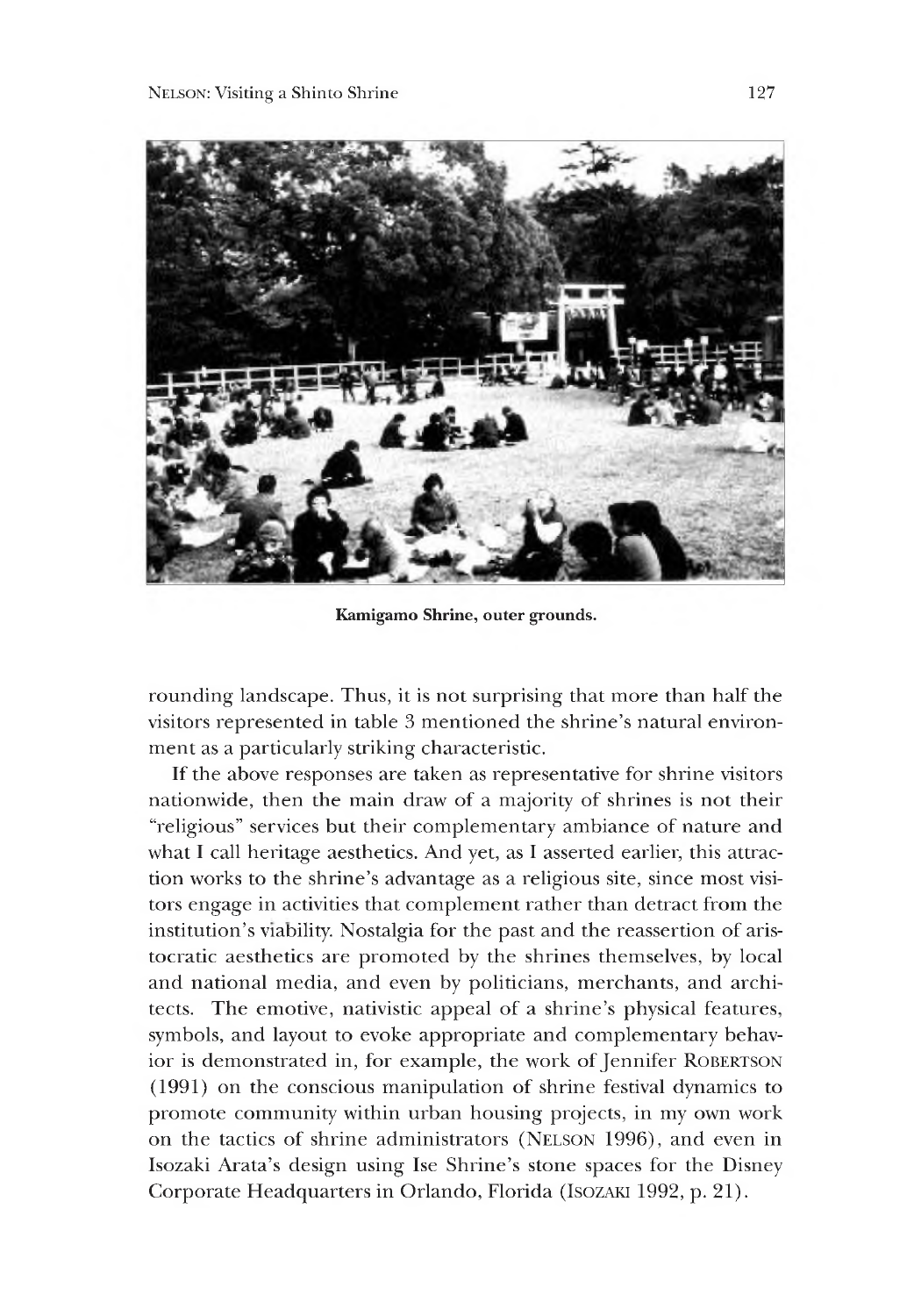**Kamigamo Shrine, outer grounds.**

rounding landscape. Thus, it is not surprising that more than half the visitors represented in table 3 mentioned the shrine's natural environment as a particularly striking characteristic.

If the above responses are taken as representative for shrine visitors nationwide, then the main draw of a majority of shrines is not their "religious" services but their complementary ambiance of nature and what I call heritage aesthetics. And yet, as I asserted earlier, this attraction works to the shrine's advantage as a religious site, since most visitors engage in activities that complement rather than detract from the institution's viability. Nostalgia for the past and the reassertion of aristocratic aesthetics are promoted by the shrines themselves, by local and national media, and even by politicians, merchants, and architects. The emotive, nativistic appeal of a shrine's physical features, symbols, and layout to evoke appropriate and complementary behavior is demonstrated in, for example, the work of Jennifer ROBERTSON (1991) on the conscious manipulation of shrine festival dynamics to promote community within urban housing projects, in my own work on the tactics of shrine administrators (NELSON 1996), and even in Isozaki Arata's design using Ise Shrine's stone spaces for the Disney Corporate Headquarters in Orlando, Florida (ISOZAKI 1992, p. 21).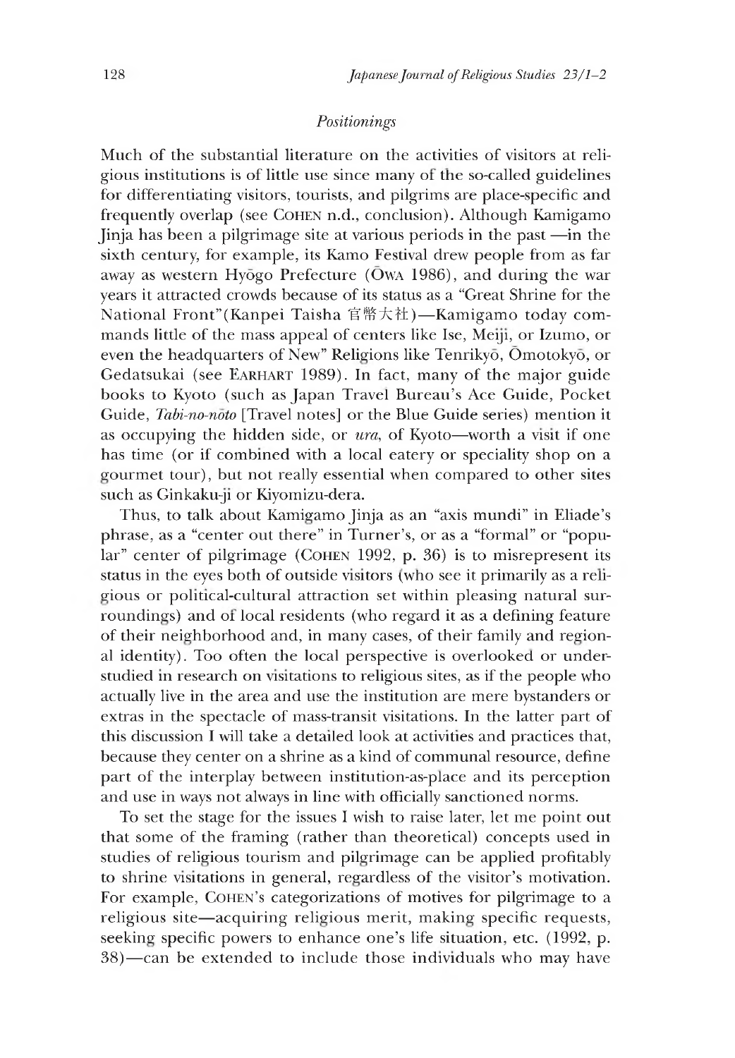## *Positionings*

Much of the substantial literature on the activities of visitors at religious institutions is of little use since many of the so-called guidelines for differentiating visitors, tourists, and pilgrims are place-specific and frequently overlap (see COHEN n.d., conclusion). Although Kamigamo Jinja has been a pilgrimage site at various periods in the past —in the sixth century, for example, its Kamo Festival drew people from as far away as western Hyōgo Prefecture (ŌWA 1986), and during the war years it attracted crowds because of its status as a "Great Shrine for the National Front"(Kanpei Taisha 官幣大社)—Kamigamo today commands little of the mass appeal of centers like Ise, Meiji, or Izumo, or even the headquarters of New" Religions like Tenrikyō, Ōmotokyō, or Gedatsukai (see EARHART 1989). In fact, many of the major guide books to Kyoto (such as Japan Travel Bureau's Ace Guide, Pocket Guide, *Tabi-no-nōto* [Travel notes] or the Blue Guide series) mention it as occupying the hidden side, or *ura*, of Kyoto—worth a visit if one has time (or if combined with a local eatery or speciality shop on a gourmet tour), but not really essential when compared to other sites such as Ginkaku-ji or Kiyomizu-dera.

Thus, to talk about Kamigamo Jinja as an "axis mundi" in Eliade's phrase, as a "center out there" in Turner's, or as a "formal" or "popular" center of pilgrimage (COHEN 1992, p. 36) is to misrepresent its status in the eyes both of outside visitors (who see it primarily as a religious or political-cultural attraction set within pleasing natural surroundings) and of local residents (who regard it as a defining feature of their neighborhood and, in many cases, of their family and regional identity). Too often the local perspective is overlooked or understudied in research on visitations to religious sites, as if the people who actually live in the area and use the institution are mere bystanders or extras in the spectacle of mass-transit visitations. In the latter part of this discussion I will take a detailed look at activities and practices that, because they center on a shrine as a kind of communal resource, define part of the interplay between institution-as-place and its perception and use in ways not always in line with officially sanctioned norms.

To set the stage for the issues I wish to raise later, let me point out that some of the framing (rather than theoretical) concepts used in studies of religious tourism and pilgrimage can be applied profitably to shrine visitations in general, regardless of the visitor's motivation. For example, COHEN's categorizations of motives for pilgrimage to a religious site—acquiring religious merit, making specific requests, seeking specific powers to enhance one's life situation, etc. (1992, p. 38)—can be extended to include those individuals who may have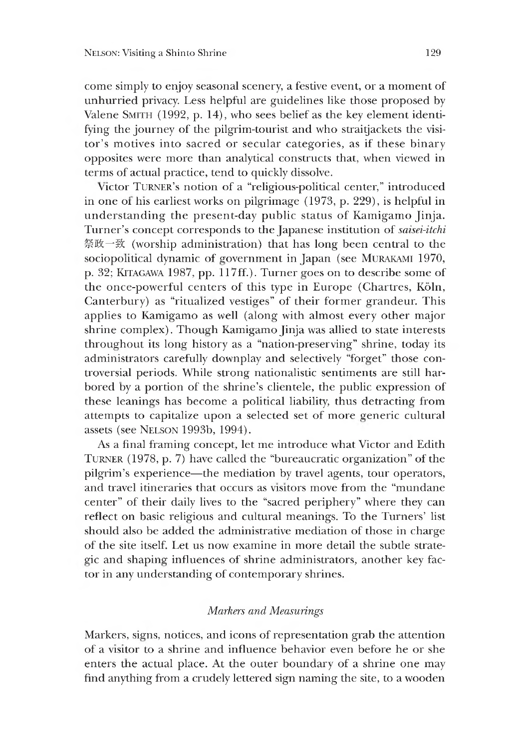come simply to enjoy seasonal scenery, a festive event, or a moment of unhurried privacy. Less helpful are guidelines like those proposed by Valene SMITH (1992, p. 14), who sees belief as the key element identifying the journey of the pilgrim-tourist and who straitjackets the visitor's motives into sacred or secular categories, as if these binary opposites were more than analytical constructs that, when viewed in terms of actual practice, tend to quickly dissolve.

Victor TURNER's notion of a "religious-political center," introduced in one of his earliest works on pilgrimage (1973, p. 229), is helpful in understanding the present-day public status of Kamigamo Jinja. Turner's concept corresponds to the Japanese institution of *saisei-itchi* 祭政一致 (worship administration) that has long been central to the sociopolitical dynamic of government in Japan (see MURAKAMI 1970, p. 32; KITAGAWA 1987, pp. 117ff.). Turner goes on to describe some of the once-powerful centers of this type in Europe (Chartres, Köln, Canterbury) as "ritualized vestiges" of their former grandeur. This applies to Kamigamo as well (along with almost every other major shrine complex). Though Kamigamo Jinja was allied to state interests throughout its long history as a "nation-preserving" shrine, today its administrators carefully downplay and selectively "forget" those controversial periods. While strong nationalistic sentiments are still harbored by a portion of the shrine's clientele, the public expression of these leanings has become a political liability, thus detracting from attempts to capitalize upon a selected set of more generic cultural assets (see NELSON 1993b, 1994).

As a final framing concept, let me introduce what Victor and Edith TURNER (1978, p. 7) have called the "bureaucratic organization" of the pilgrim's experience—the mediation by travel agents, tour operators, and travel itineraries that occurs as visitors move from the "mundane center" of their daily lives to the "sacred periphery" where they can reflect on basic religious and cultural meanings. To the Turners' list should also be added the administrative mediation of those in charge of the site itself. Let us now examine in more detail the subtle strategic and shaping influences of shrine administrators, another key factor in any understanding of contemporary shrines.

### *Markers and Measurings*

Markers, signs, notices, and icons of representation grab the attention of a visitor to a shrine and influence behavior even before he or she enters the actual place. At the outer boundary of a shrine one may find anything from a crudely lettered sign naming the site, to a wooden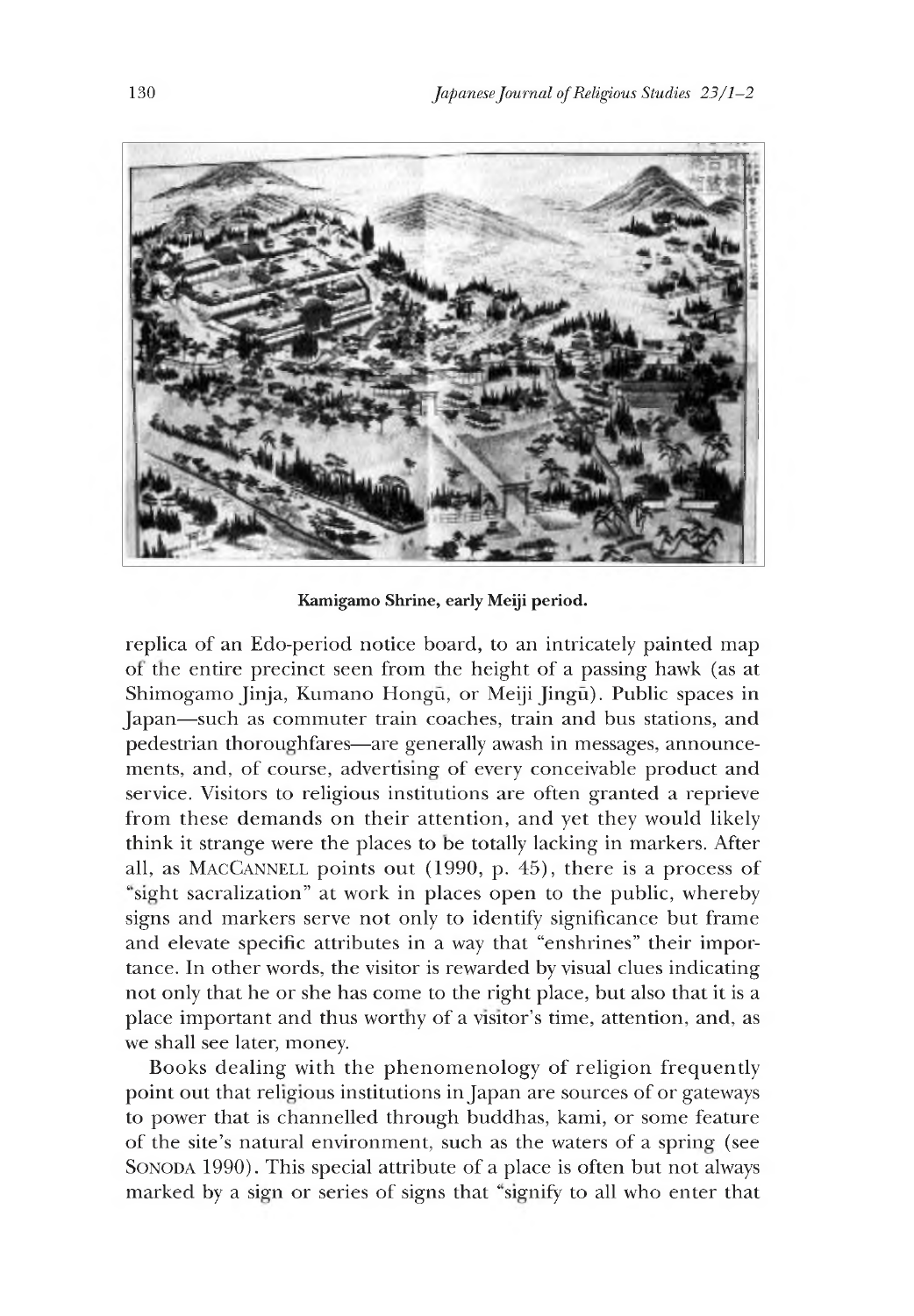Kamigamo Shrine, early Meiji period.

replica of an Edo-period notice board, to an intricately painted map of the entire precinct seen from the height of a passing hawk (as at Shimogamo Jinja, Kumano Hongū, or Meiji Jingū). Public spaces in Japan—such as commuter train coaches, train and bus stations, and pedestrian thoroughfares—are generally awash in messages, announcements, and, of course, advertising of every conceivable product and service. Visitors to religious institutions are often granted a reprieve from these demands on their attention, and yet they would likely think it strange were the places to be totally lacking in markers. After all, as MacCannell points out (1990, p. 45), there is a process of "sight sacralization" at work in places open to the public, whereby signs and markers serve not only to identify significance but frame and elevate specific attributes in a way that "enshrines" their importance. In other words, the visitor is rewarded by visual clues indicating not only that he or she has come to the right place, but also that it is a place important and thus worthy of a visitor's time, attention, and, as we shall see later, money.

Books dealing with the phenomenology of religion frequently point out that religious institutions in Japan are sources of or gateways to power that is channelled through buddhas, kami, or some feature of the site's natural environment, such as the waters of a spring (see Sonoda 1990). This special attribute of a place is often but not always marked by a sign or series of signs that "signify to all who enter that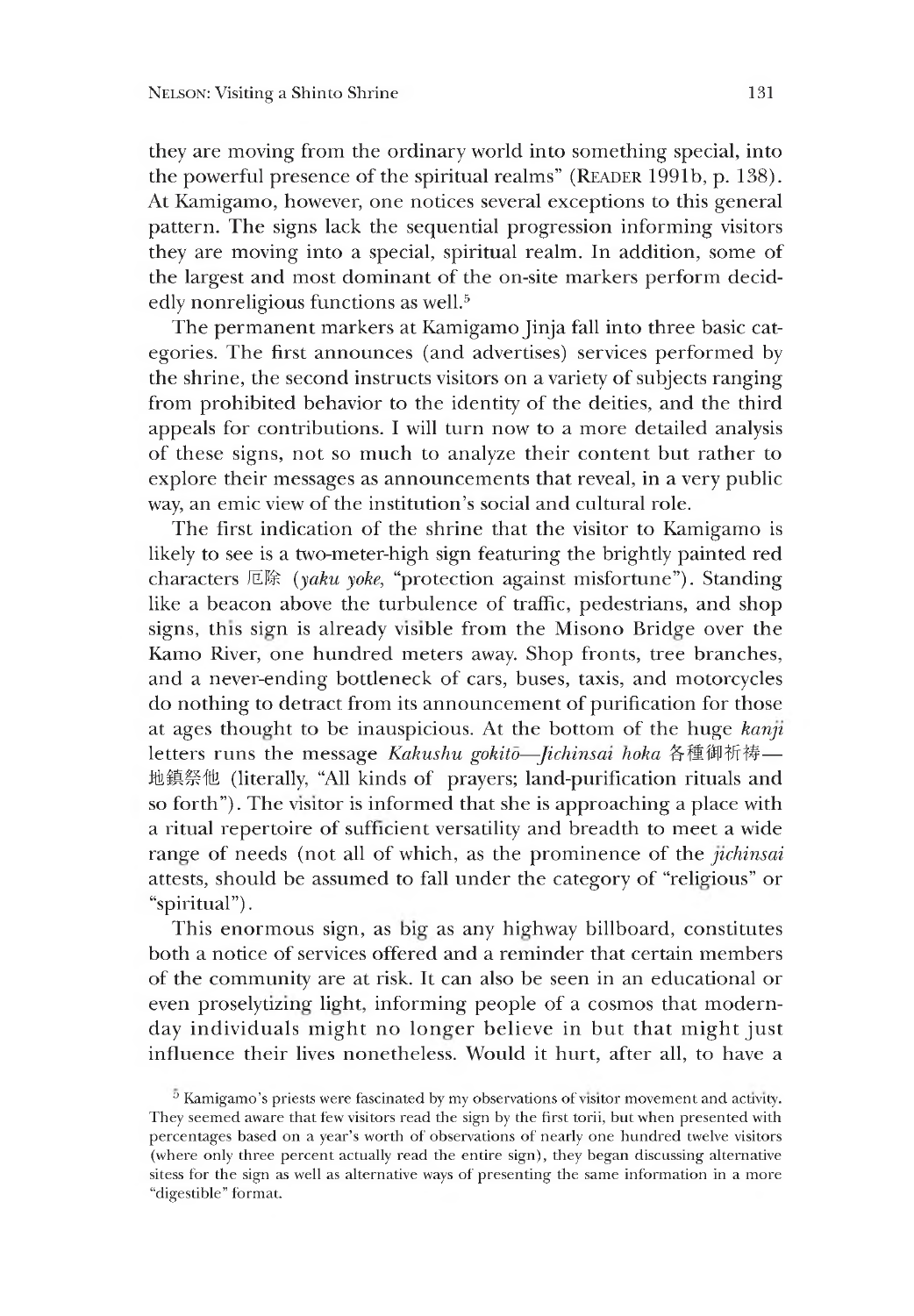they are moving from the ordinary world into something special, into the powerful presence of the spiritual realms" (READER 1991b, p. 138). At Kamigamo, however, one notices several exceptions to this general pattern. The signs lack the sequential progression informing visitors they are moving into a special, spiritual realm. In addition, some of the largest and most dominant of the on-site markers perform decidedly nonreligious functions as well.[5]

The permanent markers at Kamigamo Jinja fall into three basic categories. The first announces (and advertises) services performed by the shrine, the second instructs visitors on a variety of subjects ranging from prohibited behavior to the identity of the deities, and the third appeals for contributions. I will turn now to a more detailed analysis of these signs, not so much to analyze their content but rather to explore their messages as announcements that reveal, in a very public way, an emic view of the institution's social and cultural role.

The first indication of the shrine that the visitor to Kamigamo is likely to see is a two-meter-high sign featuring the brightly painted red characters 厄除 (*yaku yoke*, "protection against misfortune"). Standing like a beacon above the turbulence of traffic, pedestrians, and shop signs, this sign is already visible from the Misono Bridge over the Kamo River, one hundred meters away. Shop fronts, tree branches, and a never-ending bottleneck of cars, buses, taxis, and motorcycles do nothing to detract from its announcement of purification for those at ages thought to be inauspicious. At the bottom of the huge *kanji* letters runs the message *Kakushu gokitō—Jichinsai hoka* 各種御祈祷—地鎮祭他 (literally, "All kinds of prayers; land-purification rituals and so forth"). The visitor is informed that she is approaching a place with a ritual repertoire of sufficient versatility and breadth to meet a wide range of needs (not all of which, as the prominence of the *jichinsai* attests, should be assumed to fall under the category of "religious" or "spiritual").

This enormous sign, as big as any highway billboard, constitutes both a notice of services offered and a reminder that certain members of the community are at risk. It can also be seen in an educational or even proselytizing light, informing people of a cosmos that modern-day individuals might no longer believe in but that might just influence their lives nonetheless. Would it hurt, after all, to have a

[5] Kamigamo's priests were fascinated by my observations of visitor movement and activity. They seemed aware that few visitors read the sign by the first torii, but when presented with percentages based on a year's worth of observations of nearly one hundred twelve visitors (where only three percent actually read the entire sign), they began discussing alternative sitess for the sign as well as alternative ways of presenting the same information in a more "digestible" format.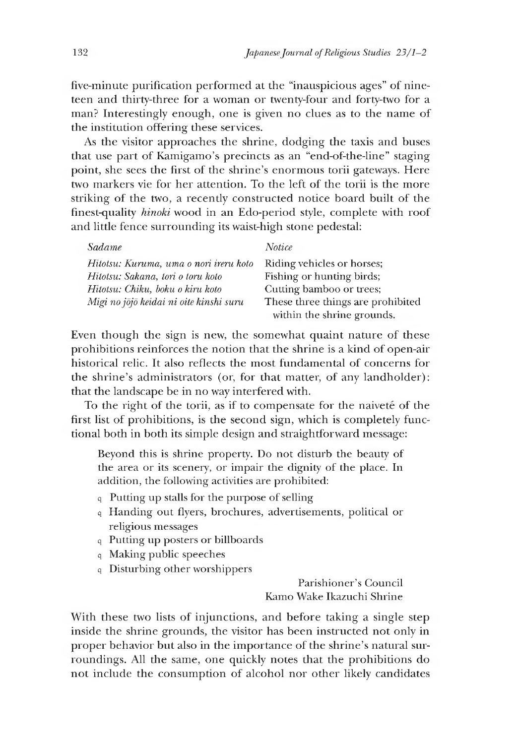five-minute purification performed at the "inauspicious ages" of nineteen and thirty-three for a woman or twenty-four and forty-two for a man? Interestingly enough, one is given no clues as to the name of the institution offering these services.

As the visitor approaches the shrine, dodging the taxis and buses that use part of Kamigamo's precincts as an "end-of-the-line" staging point, she sees the first of the shrine's enormous torii gateways. Here two markers vie for her attention. To the left of the torii is the more striking of the two, a recently constructed notice board built of the finest-quality *hinoki* wood in an Edo-period style, complete with roof and little fence surrounding its waist-high stone pedestal:

| *Sadame* | *Notice* |
|---|---|
| *Hitotsu: Kuruma, uma o nori ireru koto* | Riding vehicles or horses; |
| *Hitotsu: Sakana, tori o toru koto* | Fishing or hunting birds; |
| *Hitotsu: Chiku, boku o kiru koto* | Cutting bamboo or trees; |
| *Migi no jōjō keidai ni oite kinshi suru* | These three things are prohibited within the shrine grounds. |

Even though the sign is new, the somewhat quaint nature of these prohibitions reinforces the notion that the shrine is a kind of open-air historical relic. It also reflects the most fundamental of concerns for the shrine's administrators (or, for that matter, of any landholder): that the landscape be in no way interfered with.

To the right of the torii, as if to compensate for the naiveté of the first list of prohibitions, is the second sign, which is completely functional both in both its simple design and straightforward message:

> Beyond this is shrine property. Do not disturb the beauty of the area or its scenery, or impair the dignity of the place. In addition, the following activities are prohibited:
>
> - Putting up stalls for the purpose of selling
> - Handing out flyers, brochures, advertisements, political or religious messages
> - Putting up posters or billboards
> - Making public speeches
> - Disturbing other worshippers
>
> Parishioner's Council
> Kamo Wake Ikazuchi Shrine

With these two lists of injunctions, and before taking a single step inside the shrine grounds, the visitor has been instructed not only in proper behavior but also in the importance of the shrine's natural surroundings. All the same, one quickly notes that the prohibitions do not include the consumption of alcohol nor other likely candidates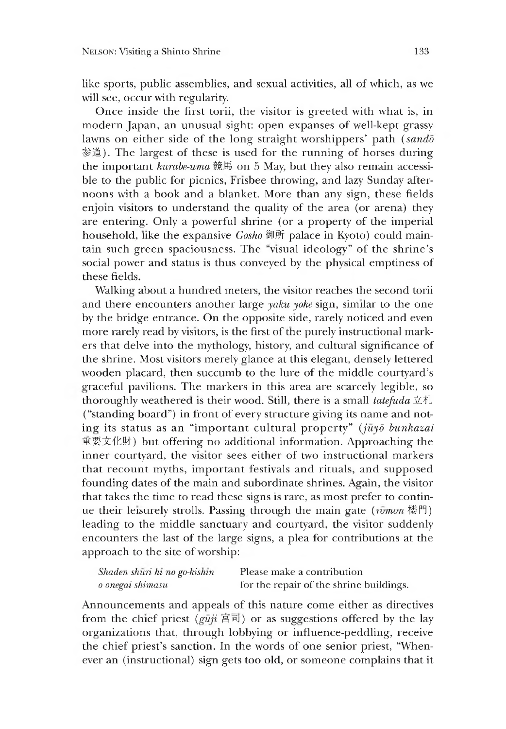like sports, public assemblies, and sexual activities, all of which, as we will see, occur with regularity.

Once inside the first torii, the visitor is greeted with what is, in modern Japan, an unusual sight: open expanses of well-kept grassy lawns on either side of the long straight worshippers' path (*sandō* 参道). The largest of these is used for the running of horses during the important *kurabe-uma* 競馬 on 5 May, but they also remain accessible to the public for picnics, Frisbee throwing, and lazy Sunday afternoons with a book and a blanket. More than any sign, these fields enjoin visitors to understand the quality of the area (or arena) they are entering. Only a powerful shrine (or a property of the imperial household, like the expansive *Gosho* 御所 palace in Kyoto) could maintain such green spaciousness. The "visual ideology" of the shrine's social power and status is thus conveyed by the physical emptiness of these fields.

Walking about a hundred meters, the visitor reaches the second torii and there encounters another large *yaku yoke* sign, similar to the one by the bridge entrance. On the opposite side, rarely noticed and even more rarely read by visitors, is the first of the purely instructional markers that delve into the mythology, history, and cultural significance of the shrine. Most visitors merely glance at this elegant, densely lettered wooden placard, then succumb to the lure of the middle courtyard's graceful pavilions. The markers in this area are scarcely legible, so thoroughly weathered is their wood. Still, there is a small *tatefuda* 立札 ("standing board") in front of every structure giving its name and noting its status as an "important cultural property" (*jūyō bunkazai* 重要文化財) but offering no additional information. Approaching the inner courtyard, the visitor sees either of two instructional markers that recount myths, important festivals and rituals, and supposed founding dates of the main and subordinate shrines. Again, the visitor that takes the time to read these signs is rare, as most prefer to continue their leisurely strolls. Passing through the main gate (*rōmon* 楼門) leading to the middle sanctuary and courtyard, the visitor suddenly encounters the last of the large signs, a plea for contributions at the approach to the site of worship:

| | |
|---|---|
| *Shaden shūri hi no go-kishin* | Please make a contribution |
| *o onegai shimasu* | for the repair of the shrine buildings. |

Announcements and appeals of this nature come either as directives from the chief priest (*gūji* 宮司) or as suggestions offered by the lay organizations that, through lobbying or influence-peddling, receive the chief priest's sanction. In the words of one senior priest, "Whenever an (instructional) sign gets too old, or someone complains that it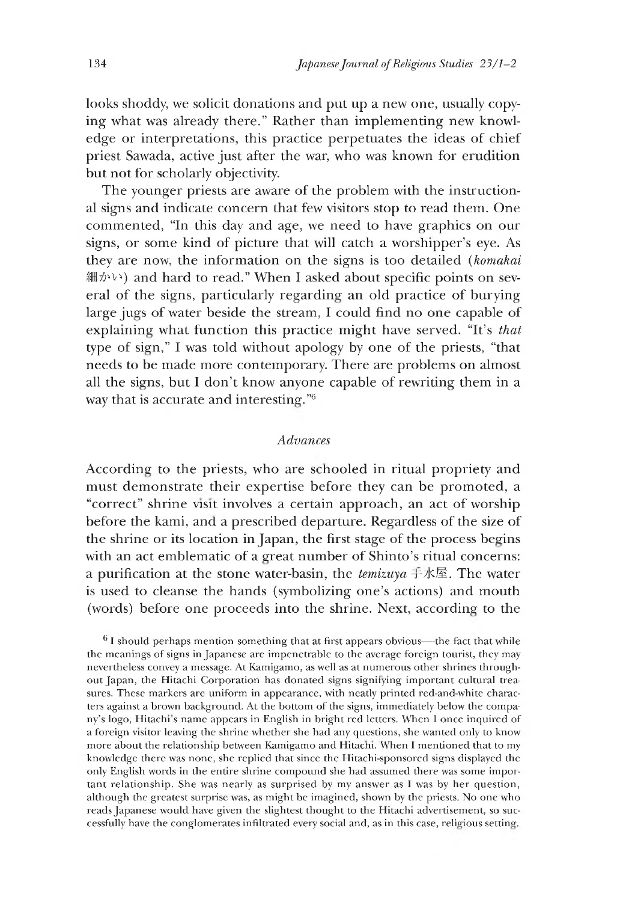looks shoddy, we solicit donations and put up a new one, usually copying what was already there." Rather than implementing new knowledge or interpretations, this practice perpetuates the ideas of chief priest Sawada, active just after the war, who was known for erudition but not for scholarly objectivity.

The younger priests are aware of the problem with the instructional signs and indicate concern that few visitors stop to read them. One commented, "In this day and age, we need to have graphics on our signs, or some kind of picture that will catch a worshipper's eye. As they are now, the information on the signs is too detailed (*komakai* 細かい) and hard to read." When I asked about specific points on several of the signs, particularly regarding an old practice of burying large jugs of water beside the stream, I could find no one capable of explaining what function this practice might have served. "It's *that* type of sign," I was told without apology by one of the priests, "that needs to be made more contemporary. There are problems on almost all the signs, but I don't know anyone capable of rewriting them in a way that is accurate and interesting."[6]

### *Advances*

According to the priests, who are schooled in ritual propriety and must demonstrate their expertise before they can be promoted, a "correct" shrine visit involves a certain approach, an act of worship before the kami, and a prescribed departure. Regardless of the size of the shrine or its location in Japan, the first stage of the process begins with an act emblematic of a great number of Shinto's ritual concerns: a purification at the stone water-basin, the *temizuya* 手水屋. The water is used to cleanse the hands (symbolizing one's actions) and mouth (words) before one proceeds into the shrine. Next, according to the

[6] I should perhaps mention something that at first appears obvious—the fact that while the meanings of signs in Japanese are impenetrable to the average foreign tourist, they may nevertheless convey a message. At Kamigamo, as well as at numerous other shrines throughout Japan, the Hitachi Corporation has donated signs signifying important cultural treasures. These markers are uniform in appearance, with neatly printed red-and-white characters against a brown background. At the bottom of the signs, immediately below the company's logo, Hitachi's name appears in English in bright red letters. When I once inquired of a foreign visitor leaving the shrine whether she had any questions, she wanted only to know more about the relationship between Kamigamo and Hitachi. When I mentioned that to my knowledge there was none, she replied that since the Hitachi-sponsored signs displayed the only English words in the entire shrine compound she had assumed there was some important relationship. She was nearly as surprised by my answer as I was by her question, although the greatest surprise was, as might be imagined, shown by the priests. No one who reads Japanese would have given the slightest thought to the Hitachi advertisement, so successfully have the conglomerates infiltrated every social and, as in this case, religious setting.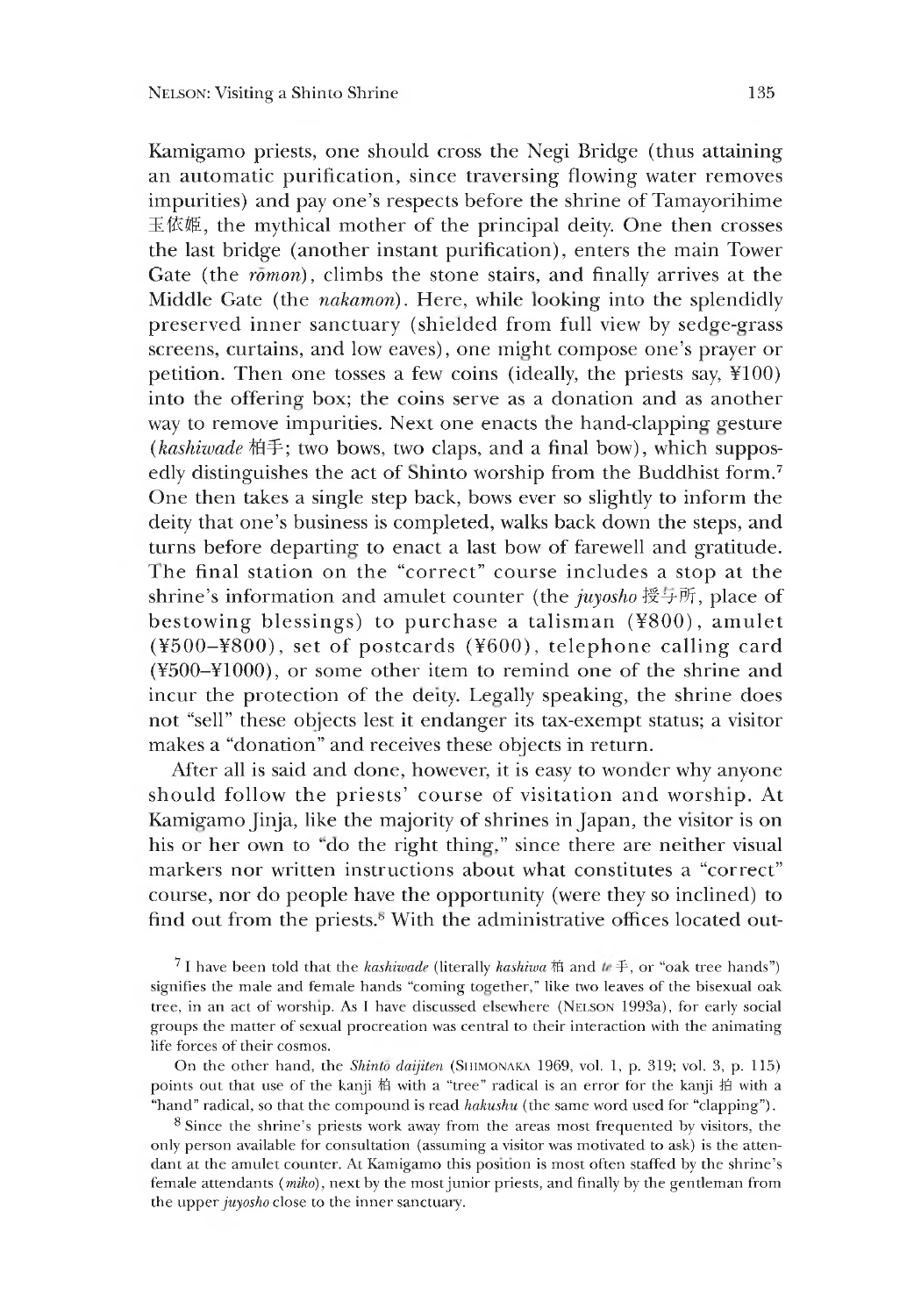Kamigamo priests, one should cross the Negi Bridge (thus attaining an automatic purification, since traversing flowing water removes impurities) and pay one's respects before the shrine of Tamayorihime 玉依姫, the mythical mother of the principal deity. One then crosses the last bridge (another instant purification), enters the main Tower Gate (the *rōmon*), climbs the stone stairs, and finally arrives at the Middle Gate (the *nakamon*). Here, while looking into the splendidly preserved inner sanctuary (shielded from full view by sedge-grass screens, curtains, and low eaves), one might compose one's prayer or petition. Then one tosses a few coins (ideally, the priests say, ¥100) into the offering box; the coins serve as a donation and as another way to remove impurities. Next one enacts the hand-clapping gesture (*kashiwade* 柏手; two bows, two claps, and a final bow), which supposedly distinguishes the act of Shinto worship from the Buddhist form.[7] One then takes a single step back, bows ever so slightly to inform the deity that one's business is completed, walks back down the steps, and turns before departing to enact a last bow of farewell and gratitude. The final station on the "correct" course includes a stop at the shrine's information and amulet counter (the *juyosho* 授与所, place of bestowing blessings) to purchase a talisman (¥800), amulet (¥500–¥800), set of postcards (¥600), telephone calling card (¥500–¥1000), or some other item to remind one of the shrine and incur the protection of the deity. Legally speaking, the shrine does not "sell" these objects lest it endanger its tax-exempt status; a visitor makes a "donation" and receives these objects in return.

After all is said and done, however, it is easy to wonder why anyone should follow the priests' course of visitation and worship. At Kamigamo Jinja, like the majority of shrines in Japan, the visitor is on his or her own to "do the right thing," since there are neither visual markers nor written instructions about what constitutes a "correct" course, nor do people have the opportunity (were they so inclined) to find out from the priests.[8] With the administrative offices located out-

[7] I have been told that the *kashiwade* (literally *kashiwa* 柏 and *te* 手, or "oak tree hands") signifies the male and female hands "coming together," like two leaves of the bisexual oak tree, in an act of worship. As I have discussed elsewhere (NELSON 1993a), for early social groups the matter of sexual procreation was central to their interaction with the animating life forces of their cosmos.

On the other hand, the *Shintō daijiten* (SHIMONAKA 1969, vol. 1, p. 319; vol. 3, p. 115) points out that use of the kanji 柏 with a "tree" radical is an error for the kanji 拍 with a "hand" radical, so that the compound is read *hakushu* (the same word used for "clapping").

[8] Since the shrine's priests work away from the areas most frequented by visitors, the only person available for consultation (assuming a visitor was motivated to ask) is the attendant at the amulet counter. At Kamigamo this position is most often staffed by the shrine's female attendants (*miko*), next by the most junior priests, and finally by the gentleman from the upper *juyosho* close to the inner sanctuary.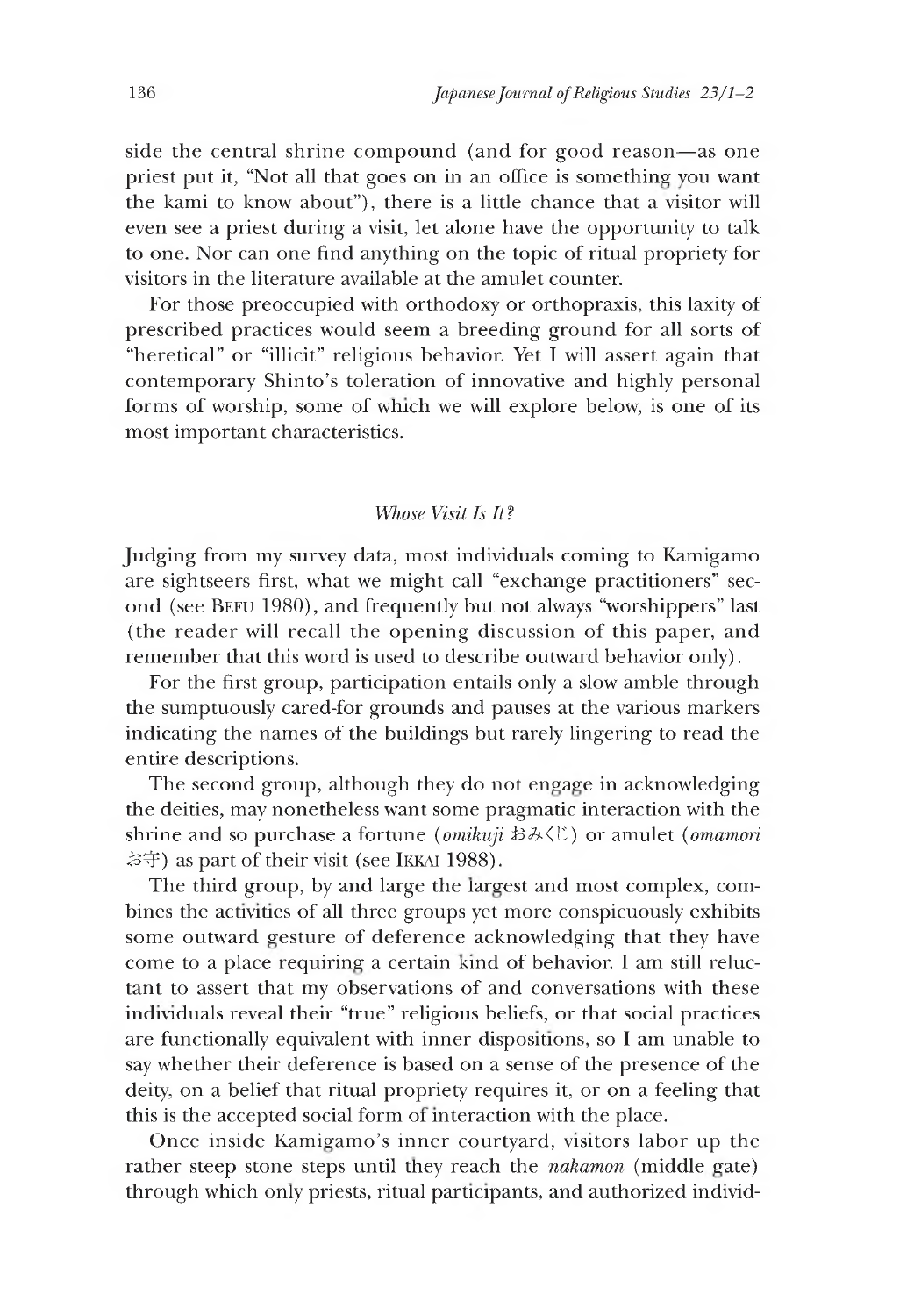side the central shrine compound (and for good reason—as one priest put it, "Not all that goes on in an office is something you want the kami to know about"), there is a little chance that a visitor will even see a priest during a visit, let alone have the opportunity to talk to one. Nor can one find anything on the topic of ritual propriety for visitors in the literature available at the amulet counter.

For those preoccupied with orthodoxy or orthopraxis, this laxity of prescribed practices would seem a breeding ground for all sorts of "heretical" or "illicit" religious behavior. Yet I will assert again that contemporary Shinto's toleration of innovative and highly personal forms of worship, some of which we will explore below, is one of its most important characteristics.

### *Whose Visit Is It?*

Judging from my survey data, most individuals coming to Kamigamo are sightseers first, what we might call "exchange practitioners" second (see Befu 1980), and frequently but not always "worshippers" last (the reader will recall the opening discussion of this paper, and remember that this word is used to describe outward behavior only).

For the first group, participation entails only a slow amble through the sumptuously cared-for grounds and pauses at the various markers indicating the names of the buildings but rarely lingering to read the entire descriptions.

The second group, although they do not engage in acknowledging the deities, may nonetheless want some pragmatic interaction with the shrine and so purchase a fortune (*omikuji* おみくじ) or amulet (*omamori* お守) as part of their visit (see Ikkai 1988).

The third group, by and large the largest and most complex, combines the activities of all three groups yet more conspicuously exhibits some outward gesture of deference acknowledging that they have come to a place requiring a certain kind of behavior. I am still reluctant to assert that my observations of and conversations with these individuals reveal their "true" religious beliefs, or that social practices are functionally equivalent with inner dispositions, so I am unable to say whether their deference is based on a sense of the presence of the deity, on a belief that ritual propriety requires it, or on a feeling that this is the accepted social form of interaction with the place.

Once inside Kamigamo's inner courtyard, visitors labor up the rather steep stone steps until they reach the *nakamon* (middle gate) through which only priests, ritual participants, and authorized individ-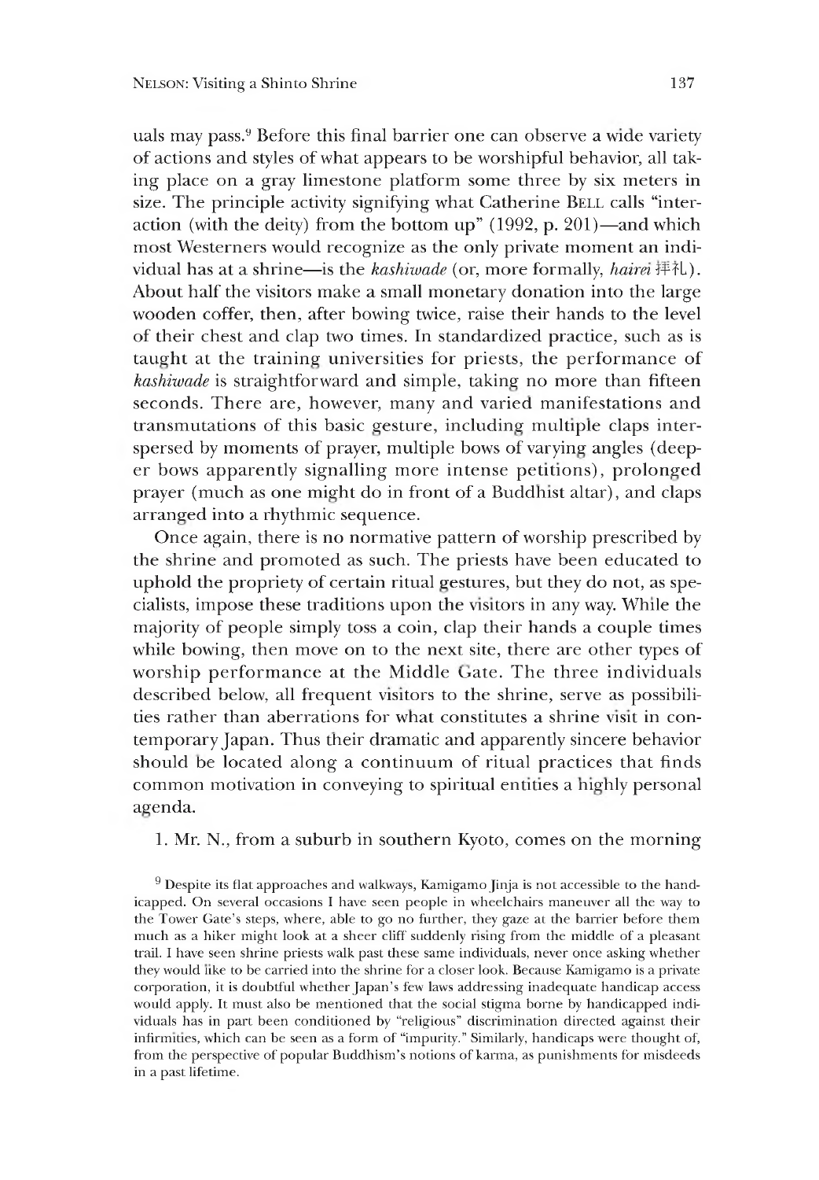uals may pass.[9] Before this final barrier one can observe a wide variety of actions and styles of what appears to be worshipful behavior, all taking place on a gray limestone platform some three by six meters in size. The principle activity signifying what Catherine BELL calls "interaction (with the deity) from the bottom up" (1992, p. 201)—and which most Westerners would recognize as the only private moment an individual has at a shrine—is the *kashiwade* (or, more formally, *hairei* 拝礼). About half the visitors make a small monetary donation into the large wooden coffer, then, after bowing twice, raise their hands to the level of their chest and clap two times. In standardized practice, such as is taught at the training universities for priests, the performance of *kashiwade* is straightforward and simple, taking no more than fifteen seconds. There are, however, many and varied manifestations and transmutations of this basic gesture, including multiple claps interspersed by moments of prayer, multiple bows of varying angles (deeper bows apparently signalling more intense petitions), prolonged prayer (much as one might do in front of a Buddhist altar), and claps arranged into a rhythmic sequence.

Once again, there is no normative pattern of worship prescribed by the shrine and promoted as such. The priests have been educated to uphold the propriety of certain ritual gestures, but they do not, as specialists, impose these traditions upon the visitors in any way. While the majority of people simply toss a coin, clap their hands a couple times while bowing, then move on to the next site, there are other types of worship performance at the Middle Gate. The three individuals described below, all frequent visitors to the shrine, serve as possibilities rather than aberrations for what constitutes a shrine visit in contemporary Japan. Thus their dramatic and apparently sincere behavior should be located along a continuum of ritual practices that finds common motivation in conveying to spiritual entities a highly personal agenda.

1. Mr. N., from a suburb in southern Kyoto, comes on the morning

[9] Despite its flat approaches and walkways, Kamigamo Jinja is not accessible to the handicapped. On several occasions I have seen people in wheelchairs maneuver all the way to the Tower Gate's steps, where, able to go no further, they gaze at the barrier before them much as a hiker might look at a sheer cliff suddenly rising from the middle of a pleasant trail. I have seen shrine priests walk past these same individuals, never once asking whether they would like to be carried into the shrine for a closer look. Because Kamigamo is a private corporation, it is doubtful whether Japan's few laws addressing inadequate handicap access would apply. It must also be mentioned that the social stigma borne by handicapped individuals has in part been conditioned by "religious" discrimination directed against their infirmities, which can be seen as a form of "impurity." Similarly, handicaps were thought of, from the perspective of popular Buddhism's notions of karma, as punishments for misdeeds in a past lifetime.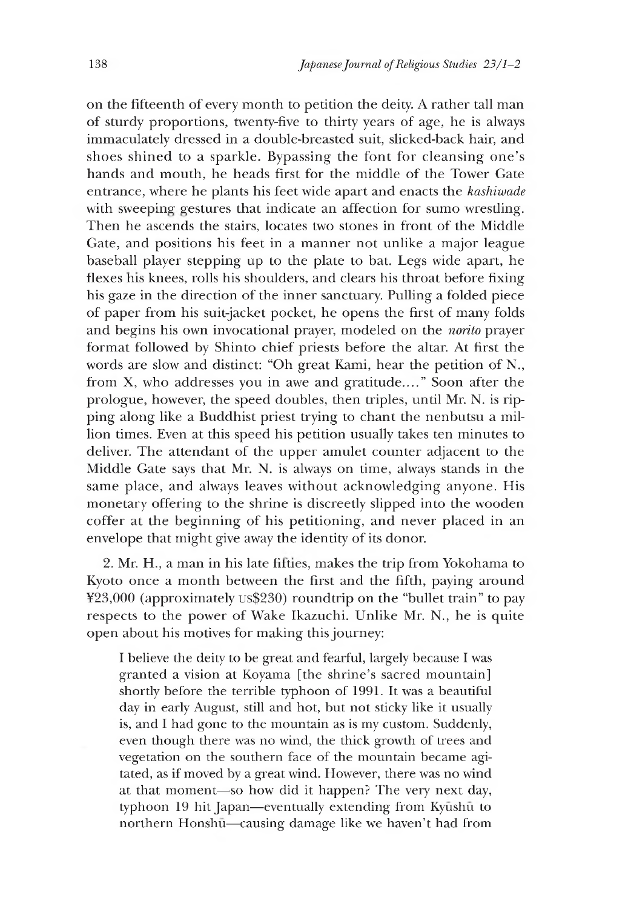on the fifteenth of every month to petition the deity. A rather tall man of sturdy proportions, twenty-five to thirty years of age, he is always immaculately dressed in a double-breasted suit, slicked-back hair, and shoes shined to a sparkle. Bypassing the font for cleansing one's hands and mouth, he heads first for the middle of the Tower Gate entrance, where he plants his feet wide apart and enacts the *kashiwade* with sweeping gestures that indicate an affection for sumo wrestling. Then he ascends the stairs, locates two stones in front of the Middle Gate, and positions his feet in a manner not unlike a major league baseball player stepping up to the plate to bat. Legs wide apart, he flexes his knees, rolls his shoulders, and clears his throat before fixing his gaze in the direction of the inner sanctuary. Pulling a folded piece of paper from his suit-jacket pocket, he opens the first of many folds and begins his own invocational prayer, modeled on the *norito* prayer format followed by Shinto chief priests before the altar. At first the words are slow and distinct: "Oh great Kami, hear the petition of N., from X, who addresses you in awe and gratitude...." Soon after the prologue, however, the speed doubles, then triples, until Mr. N. is ripping along like a Buddhist priest trying to chant the nenbutsu a million times. Even at this speed his petition usually takes ten minutes to deliver. The attendant of the upper amulet counter adjacent to the Middle Gate says that Mr. N. is always on time, always stands in the same place, and always leaves without acknowledging anyone. His monetary offering to the shrine is discreetly slipped into the wooden coffer at the beginning of his petitioning, and never placed in an envelope that might give away the identity of its donor.

2. Mr. H., a man in his late fifties, makes the trip from Yokohama to Kyoto once a month between the first and the fifth, paying around ¥23,000 (approximately US$230) roundtrip on the "bullet train" to pay respects to the power of Wake Ikazuchi. Unlike Mr. N., he is quite open about his motives for making this journey:

> I believe the deity to be great and fearful, largely because I was granted a vision at Koyama [the shrine's sacred mountain] shortly before the terrible typhoon of 1991. It was a beautiful day in early August, still and hot, but not sticky like it usually is, and I had gone to the mountain as is my custom. Suddenly, even though there was no wind, the thick growth of trees and vegetation on the southern face of the mountain became agitated, as if moved by a great wind. However, there was no wind at that moment—so how did it happen? The very next day, typhoon 19 hit Japan—eventually extending from Kyūshū to northern Honshū—causing damage like we haven't had from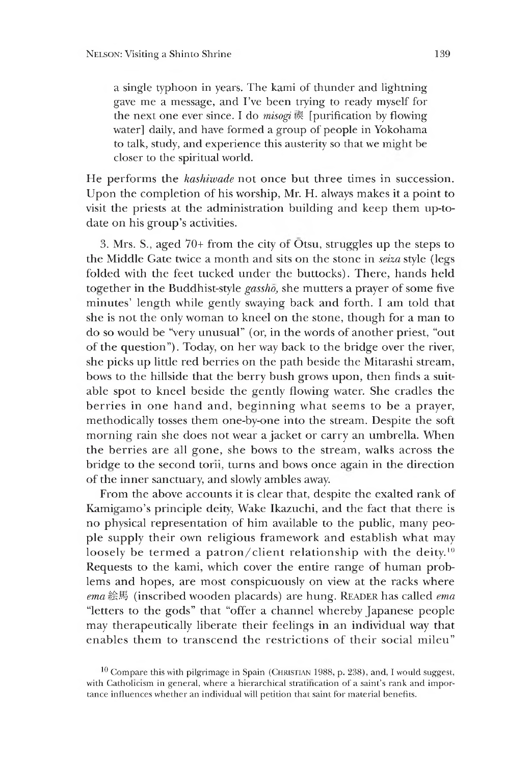a single typhoon in years. The kami of thunder and lightning gave me a message, and I've been trying to ready myself for the next one ever since. I do *misogi* 禊 [purification by flowing water] daily, and have formed a group of people in Yokohama to talk, study, and experience this austerity so that we might be closer to the spiritual world.

He performs the *kashiwade* not once but three times in succession. Upon the completion of his worship, Mr. H. always makes it a point to visit the priests at the administration building and keep them up-to-date on his group's activities.

3. Mrs. S., aged 70+ from the city of Ōtsu, struggles up the steps to the Middle Gate twice a month and sits on the stone in *seiza* style (legs folded with the feet tucked under the buttocks). There, hands held together in the Buddhist-style *gasshō,* she mutters a prayer of some five minutes' length while gently swaying back and forth. I am told that she is not the only woman to kneel on the stone, though for a man to do so would be "very unusual" (or, in the words of another priest, "out of the question"). Today, on her way back to the bridge over the river, she picks up little red berries on the path beside the Mitarashi stream, bows to the hillside that the berry bush grows upon, then finds a suitable spot to kneel beside the gently flowing water. She cradles the berries in one hand and, beginning what seems to be a prayer, methodically tosses them one-by-one into the stream. Despite the soft morning rain she does not wear a jacket or carry an umbrella. When the berries are all gone, she bows to the stream, walks across the bridge to the second torii, turns and bows once again in the direction of the inner sanctuary, and slowly ambles away.

From the above accounts it is clear that, despite the exalted rank of Kamigamo's principle deity, Wake Ikazuchi, and the fact that there is no physical representation of him available to the public, many people supply their own religious framework and establish what may loosely be termed a patron/client relationship with the deity.[10] Requests to the kami, which cover the entire range of human problems and hopes, are most conspicuously on view at the racks where *ema* 絵馬 (inscribed wooden placards) are hung. READER has called *ema* "letters to the gods" that "offer a channel whereby Japanese people may therapeutically liberate their feelings in an individual way that enables them to transcend the restrictions of their social mileu"

[10] Compare this with pilgrimage in Spain (CHRISTIAN 1988, p. 238), and, I would suggest, with Catholicism in general, where a hierarchical stratification of a saint's rank and importance influences whether an individual will petition that saint for material benefits.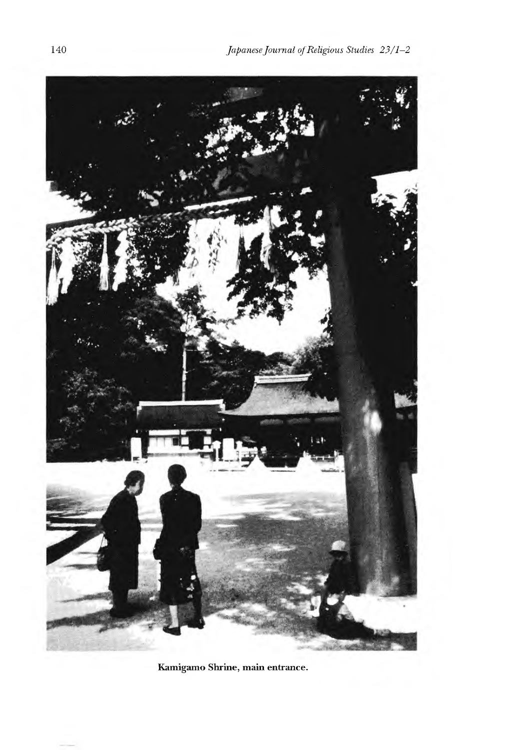**Kamigamo Shrine, main entrance.**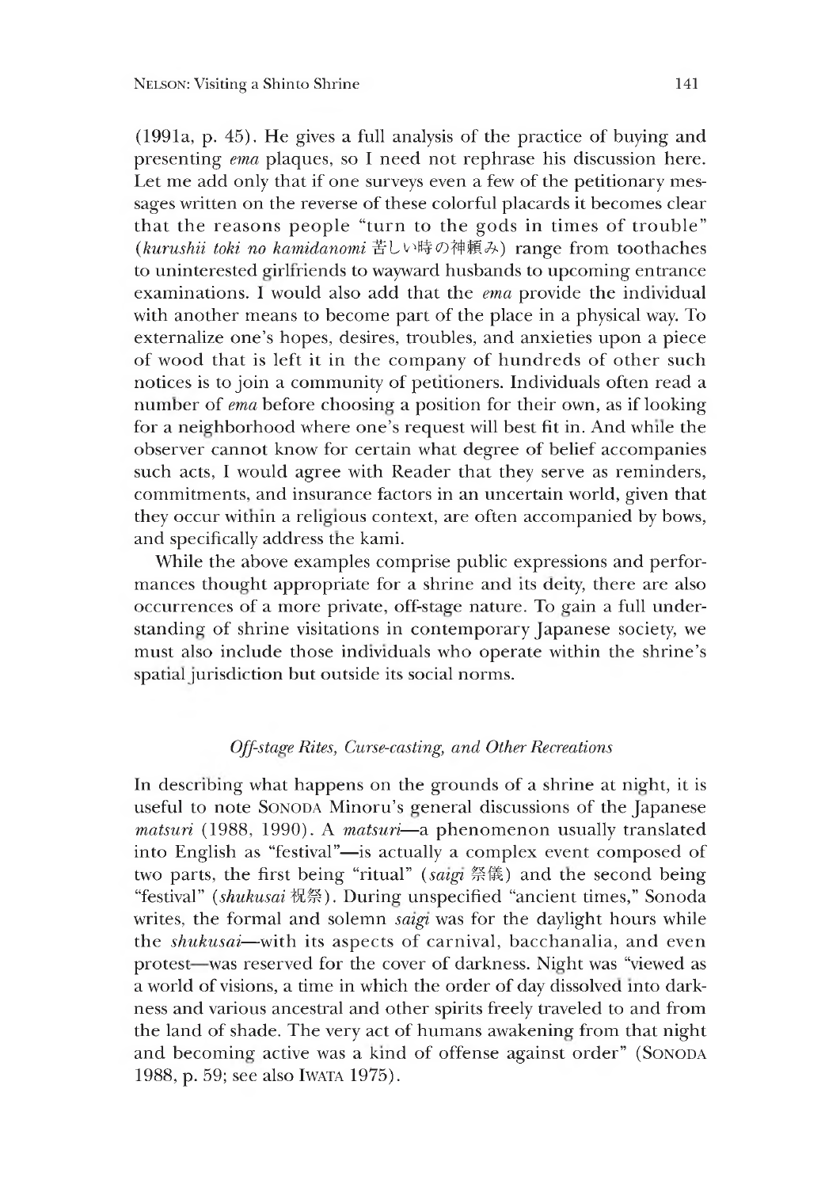(1991a, p. 45). He gives a full analysis of the practice of buying and presenting *ema* plaques, so I need not rephrase his discussion here. Let me add only that if one surveys even a few of the petitionary messages written on the reverse of these colorful placards it becomes clear that the reasons people "turn to the gods in times of trouble" (*kurushii toki no kamidanomi* 苦しい時の神頼み) range from toothaches to uninterested girlfriends to wayward husbands to upcoming entrance examinations. I would also add that the *ema* provide the individual with another means to become part of the place in a physical way. To externalize one's hopes, desires, troubles, and anxieties upon a piece of wood that is left it in the company of hundreds of other such notices is to join a community of petitioners. Individuals often read a number of *ema* before choosing a position for their own, as if looking for a neighborhood where one's request will best fit in. And while the observer cannot know for certain what degree of belief accompanies such acts, I would agree with Reader that they serve as reminders, commitments, and insurance factors in an uncertain world, given that they occur within a religious context, are often accompanied by bows, and specifically address the kami.

While the above examples comprise public expressions and performances thought appropriate for a shrine and its deity, there are also occurrences of a more private, off-stage nature. To gain a full understanding of shrine visitations in contemporary Japanese society, we must also include those individuals who operate within the shrine's spatial jurisdiction but outside its social norms.

### *Off-stage Rites, Curse-casting, and Other Recreations*

In describing what happens on the grounds of a shrine at night, it is useful to note SONODA Minoru's general discussions of the Japanese *matsuri* (1988, 1990). A *matsuri*—a phenomenon usually translated into English as "festival"—is actually a complex event composed of two parts, the first being "ritual" (*saigi* 祭儀) and the second being "festival" (*shukusai* 祝祭). During unspecified "ancient times," Sonoda writes, the formal and solemn *saigi* was for the daylight hours while the *shukusai*—with its aspects of carnival, bacchanalia, and even protest—was reserved for the cover of darkness. Night was "viewed as a world of visions, a time in which the order of day dissolved into darkness and various ancestral and other spirits freely traveled to and from the land of shade. The very act of humans awakening from that night and becoming active was a kind of offense against order" (SONODA 1988, p. 59; see also IWATA 1975).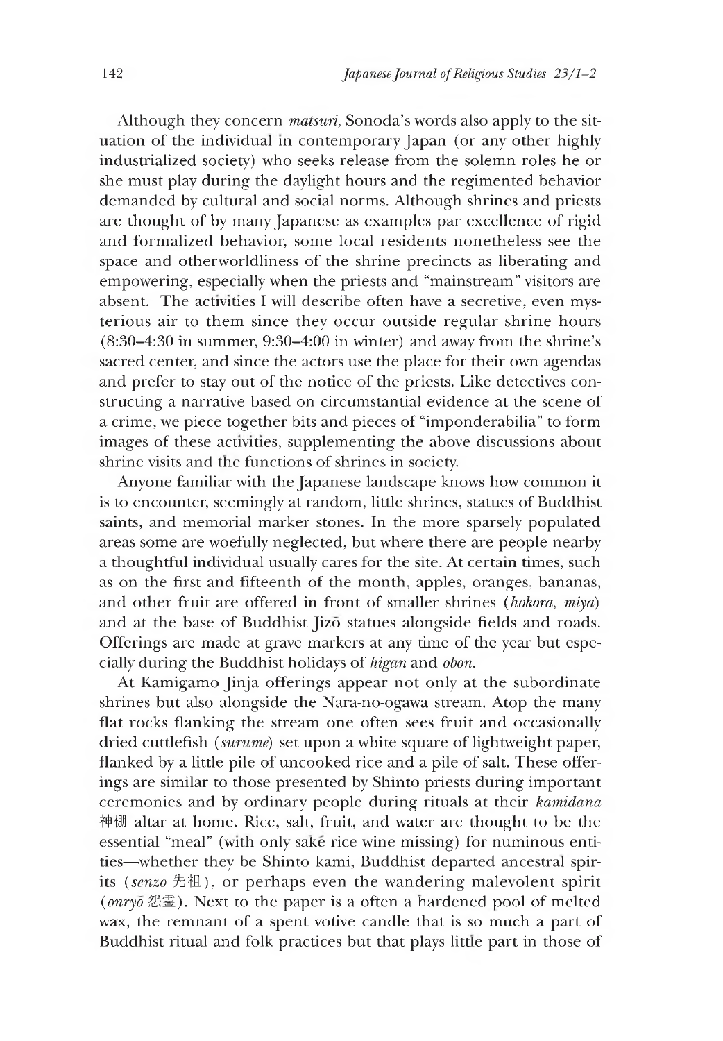Although they concern *matsuri*, Sonoda's words also apply to the situation of the individual in contemporary Japan (or any other highly industrialized society) who seeks release from the solemn roles he or she must play during the daylight hours and the regimented behavior demanded by cultural and social norms. Although shrines and priests are thought of by many Japanese as examples par excellence of rigid and formalized behavior, some local residents nonetheless see the space and otherworldliness of the shrine precincts as liberating and empowering, especially when the priests and "mainstream" visitors are absent. The activities I will describe often have a secretive, even mysterious air to them since they occur outside regular shrine hours (8:30–4:30 in summer, 9:30–4:00 in winter) and away from the shrine's sacred center, and since the actors use the place for their own agendas and prefer to stay out of the notice of the priests. Like detectives constructing a narrative based on circumstantial evidence at the scene of a crime, we piece together bits and pieces of "imponderabilia" to form images of these activities, supplementing the above discussions about shrine visits and the functions of shrines in society.

Anyone familiar with the Japanese landscape knows how common it is to encounter, seemingly at random, little shrines, statues of Buddhist saints, and memorial marker stones. In the more sparsely populated areas some are woefully neglected, but where there are people nearby a thoughtful individual usually cares for the site. At certain times, such as on the first and fifteenth of the month, apples, oranges, bananas, and other fruit are offered in front of smaller shrines (*hokora, miya*) and at the base of Buddhist Jizō statues alongside fields and roads. Offerings are made at grave markers at any time of the year but especially during the Buddhist holidays of *higan* and *obon*.

At Kamigamo Jinja offerings appear not only at the subordinate shrines but also alongside the Nara-no-ogawa stream. Atop the many flat rocks flanking the stream one often sees fruit and occasionally dried cuttlefish (*surume*) set upon a white square of lightweight paper, flanked by a little pile of uncooked rice and a pile of salt. These offerings are similar to those presented by Shinto priests during important ceremonies and by ordinary people during rituals at their *kamidana* 神棚 altar at home. Rice, salt, fruit, and water are thought to be the essential "meal" (with only saké rice wine missing) for numinous entities—whether they be Shinto kami, Buddhist departed ancestral spirits (*senzo* 先祖), or perhaps even the wandering malevolent spirit (*onryō* 怨霊). Next to the paper is a often a hardened pool of melted wax, the remnant of a spent votive candle that is so much a part of Buddhist ritual and folk practices but that plays little part in those of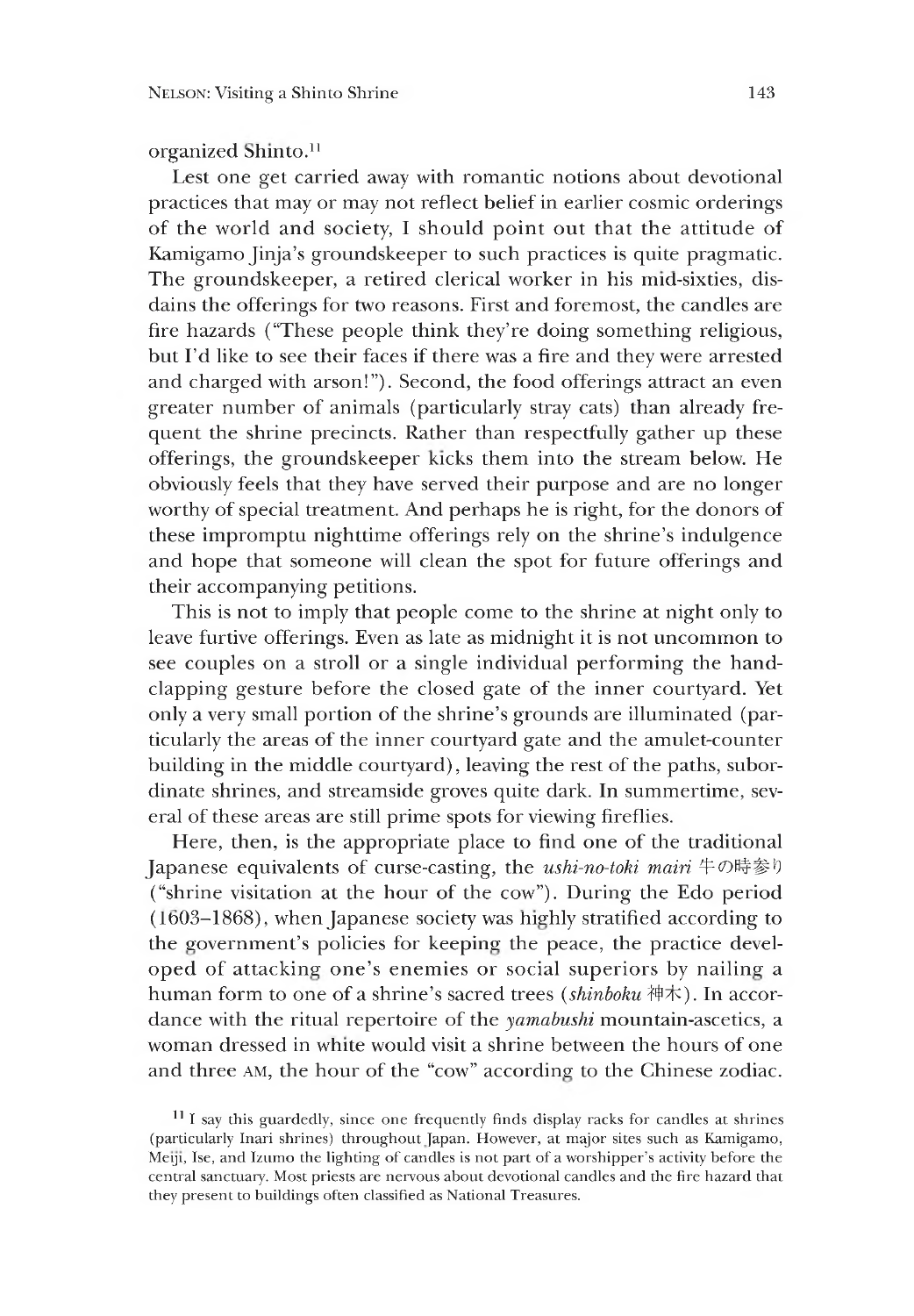organized Shinto.[11]

Lest one get carried away with romantic notions about devotional practices that may or may not reflect belief in earlier cosmic orderings of the world and society, I should point out that the attitude of Kamigamo Jinja's groundskeeper to such practices is quite pragmatic. The groundskeeper, a retired clerical worker in his mid-sixties, disdains the offerings for two reasons. First and foremost, the candles are fire hazards ("These people think they're doing something religious, but I'd like to see their faces if there was a fire and they were arrested and charged with arson!"). Second, the food offerings attract an even greater number of animals (particularly stray cats) than already frequent the shrine precincts. Rather than respectfully gather up these offerings, the groundskeeper kicks them into the stream below. He obviously feels that they have served their purpose and are no longer worthy of special treatment. And perhaps he is right, for the donors of these impromptu nighttime offerings rely on the shrine's indulgence and hope that someone will clean the spot for future offerings and their accompanying petitions.

This is not to imply that people come to the shrine at night only to leave furtive offerings. Even as late as midnight it is not uncommon to see couples on a stroll or a single individual performing the hand-clapping gesture before the closed gate of the inner courtyard. Yet only a very small portion of the shrine's grounds are illuminated (particularly the areas of the inner courtyard gate and the amulet-counter building in the middle courtyard), leaving the rest of the paths, subordinate shrines, and streamside groves quite dark. In summertime, several of these areas are still prime spots for viewing fireflies.

Here, then, is the appropriate place to find one of the traditional Japanese equivalents of curse-casting, the *ushi-no-toki mairi* 牛の時参り ("shrine visitation at the hour of the cow"). During the Edo period (1603–1868), when Japanese society was highly stratified according to the government's policies for keeping the peace, the practice developed of attacking one's enemies or social superiors by nailing a human form to one of a shrine's sacred trees (*shinboku* 神木). In accordance with the ritual repertoire of the *yamabushi* mountain-ascetics, a woman dressed in white would visit a shrine between the hours of one and three AM, the hour of the "cow" according to the Chinese zodiac.

[11] I say this guardedly, since one frequently finds display racks for candles at shrines (particularly Inari shrines) throughout Japan. However, at major sites such as Kamigamo, Meiji, Ise, and Izumo the lighting of candles is not part of a worshipper's activity before the central sanctuary. Most priests are nervous about devotional candles and the fire hazard that they present to buildings often classified as National Treasures.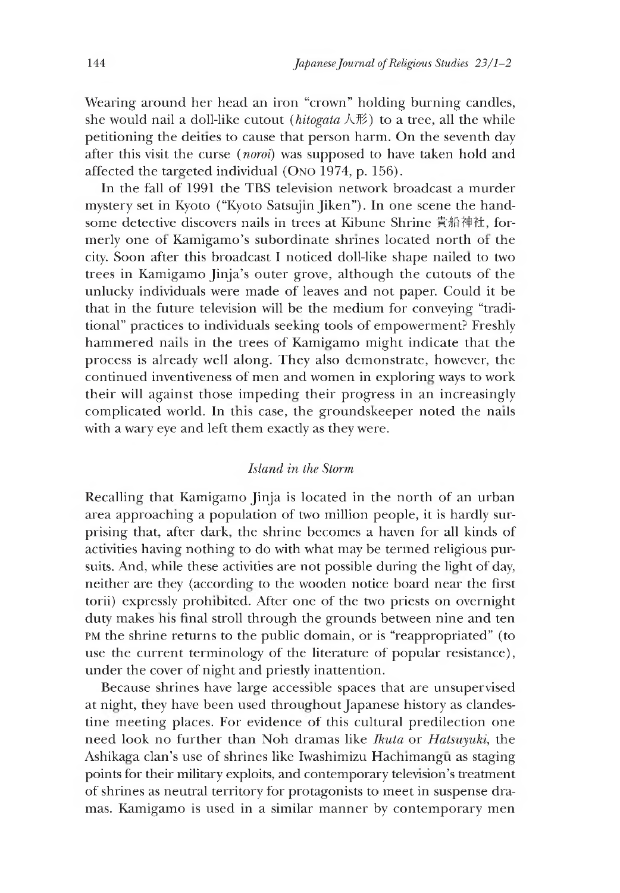Wearing around her head an iron "crown" holding burning candles, she would nail a doll-like cutout (*hitogata* 人形) to a tree, all the while petitioning the deities to cause that person harm. On the seventh day after this visit the curse (*noroi*) was supposed to have taken hold and affected the targeted individual (Ono 1974, p. 156).

In the fall of 1991 the TBS television network broadcast a murder mystery set in Kyoto ("Kyoto Satsujin Jiken"). In one scene the handsome detective discovers nails in trees at Kibune Shrine 貴船神社, formerly one of Kamigamo's subordinate shrines located north of the city. Soon after this broadcast I noticed doll-like shape nailed to two trees in Kamigamo Jinja's outer grove, although the cutouts of the unlucky individuals were made of leaves and not paper. Could it be that in the future television will be the medium for conveying "traditional" practices to individuals seeking tools of empowerment? Freshly hammered nails in the trees of Kamigamo might indicate that the process is already well along. They also demonstrate, however, the continued inventiveness of men and women in exploring ways to work their will against those impeding their progress in an increasingly complicated world. In this case, the groundskeeper noted the nails with a wary eye and left them exactly as they were.

### *Island in the Storm*

Recalling that Kamigamo Jinja is located in the north of an urban area approaching a population of two million people, it is hardly surprising that, after dark, the shrine becomes a haven for all kinds of activities having nothing to do with what may be termed religious pursuits. And, while these activities are not possible during the light of day, neither are they (according to the wooden notice board near the first torii) expressly prohibited. After one of the two priests on overnight duty makes his final stroll through the grounds between nine and ten PM the shrine returns to the public domain, or is "reappropriated" (to use the current terminology of the literature of popular resistance), under the cover of night and priestly inattention.

Because shrines have large accessible spaces that are unsupervised at night, they have been used throughout Japanese history as clandestine meeting places. For evidence of this cultural predilection one need look no further than Noh dramas like *Ikuta* or *Hatsuyuki*, the Ashikaga clan's use of shrines like Iwashimizu Hachimangū as staging points for their military exploits, and contemporary television's treatment of shrines as neutral territory for protagonists to meet in suspense dramas. Kamigamo is used in a similar manner by contemporary men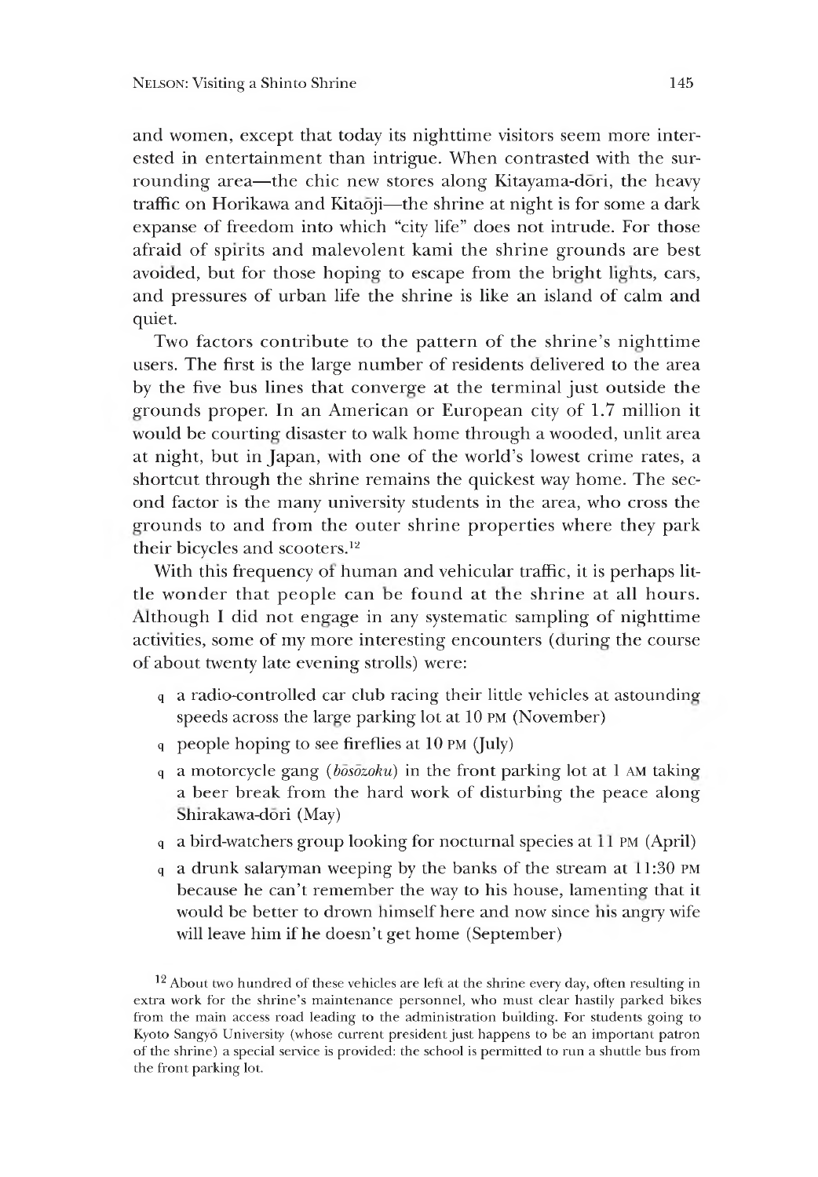and women, except that today its nighttime visitors seem more interested in entertainment than intrigue. When contrasted with the surrounding area—the chic new stores along Kitayama-dōri, the heavy traffic on Horikawa and Kitaōji—the shrine at night is for some a dark expanse of freedom into which "city life" does not intrude. For those afraid of spirits and malevolent kami the shrine grounds are best avoided, but for those hoping to escape from the bright lights, cars, and pressures of urban life the shrine is like an island of calm and quiet.

Two factors contribute to the pattern of the shrine's nighttime users. The first is the large number of residents delivered to the area by the five bus lines that converge at the terminal just outside the grounds proper. In an American or European city of 1.7 million it would be courting disaster to walk home through a wooded, unlit area at night, but in Japan, with one of the world's lowest crime rates, a shortcut through the shrine remains the quickest way home. The second factor is the many university students in the area, who cross the grounds to and from the outer shrine properties where they park their bicycles and scooters.[12]

With this frequency of human and vehicular traffic, it is perhaps little wonder that people can be found at the shrine at all hours. Although I did not engage in any systematic sampling of nighttime activities, some of my more interesting encounters (during the course of about twenty late evening strolls) were:

- a radio-controlled car club racing their little vehicles at astounding speeds across the large parking lot at 10 PM (November)
- people hoping to see fireflies at 10 PM (July)
- a motorcycle gang (*bōsōzoku*) in the front parking lot at 1 AM taking a beer break from the hard work of disturbing the peace along Shirakawa-dōri (May)
- a bird-watchers group looking for nocturnal species at 11 PM (April)
- a drunk salaryman weeping by the banks of the stream at 11:30 PM because he can't remember the way to his house, lamenting that it would be better to drown himself here and now since his angry wife will leave him if he doesn't get home (September)

[12] About two hundred of these vehicles are left at the shrine every day, often resulting in extra work for the shrine's maintenance personnel, who must clear hastily parked bikes from the main access road leading to the administration building. For students going to Kyoto Sangyō University (whose current president just happens to be an important patron of the shrine) a special service is provided: the school is permitted to run a shuttle bus from the front parking lot.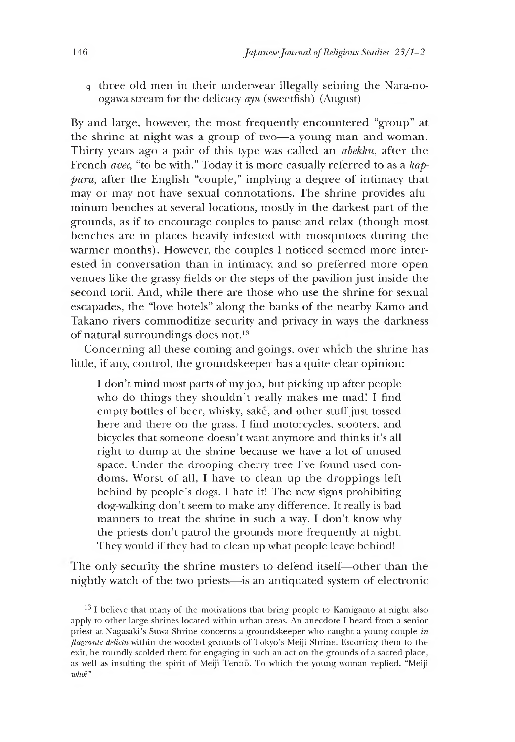q three old men in their underwear illegally seining the Nara-no-ogawa stream for the delicacy *ayu* (sweetfish) (August)

By and large, however, the most frequently encountered "group" at the shrine at night was a group of two—a young man and woman. Thirty years ago a pair of this type was called an *abekku*, after the French *avec*, "to be with." Today it is more casually referred to as a *kappuru*, after the English "couple," implying a degree of intimacy that may or may not have sexual connotations. The shrine provides aluminum benches at several locations, mostly in the darkest part of the grounds, as if to encourage couples to pause and relax (though most benches are in places heavily infested with mosquitoes during the warmer months). However, the couples I noticed seemed more interested in conversation than in intimacy, and so preferred more open venues like the grassy fields or the steps of the pavilion just inside the second torii. And, while there are those who use the shrine for sexual escapades, the "love hotels" along the banks of the nearby Kamo and Takano rivers commoditize security and privacy in ways the darkness of natural surroundings does not.[13]

Concerning all these coming and goings, over which the shrine has little, if any, control, the groundskeeper has a quite clear opinion:

> I don't mind most parts of my job, but picking up after people who do things they shouldn't really makes me mad! I find empty bottles of beer, whisky, saké, and other stuff just tossed here and there on the grass. I find motorcycles, scooters, and bicycles that someone doesn't want anymore and thinks it's all right to dump at the shrine because we have a lot of unused space. Under the drooping cherry tree I've found used condoms. Worst of all, I have to clean up the droppings left behind by people's dogs. I hate it! The new signs prohibiting dog-walking don't seem to make any difference. It really is bad manners to treat the shrine in such a way. I don't know why the priests don't patrol the grounds more frequently at night. They would if they had to clean up what people leave behind!

The only security the shrine musters to defend itself—other than the nightly watch of the two priests—is an antiquated system of electronic

[13] I believe that many of the motivations that bring people to Kamigamo at night also apply to other large shrines located within urban areas. An anecdote I heard from a senior priest at Nagasaki's Suwa Shrine concerns a groundskeeper who caught a young couple *in flagrante delictu* within the wooded grounds of Tokyo's Meiji Shrine. Escorting them to the exit, he roundly scolded them for engaging in such an act on the grounds of a sacred place, as well as insulting the spirit of Meiji Tennō. To which the young woman replied, "Meiji *who?*"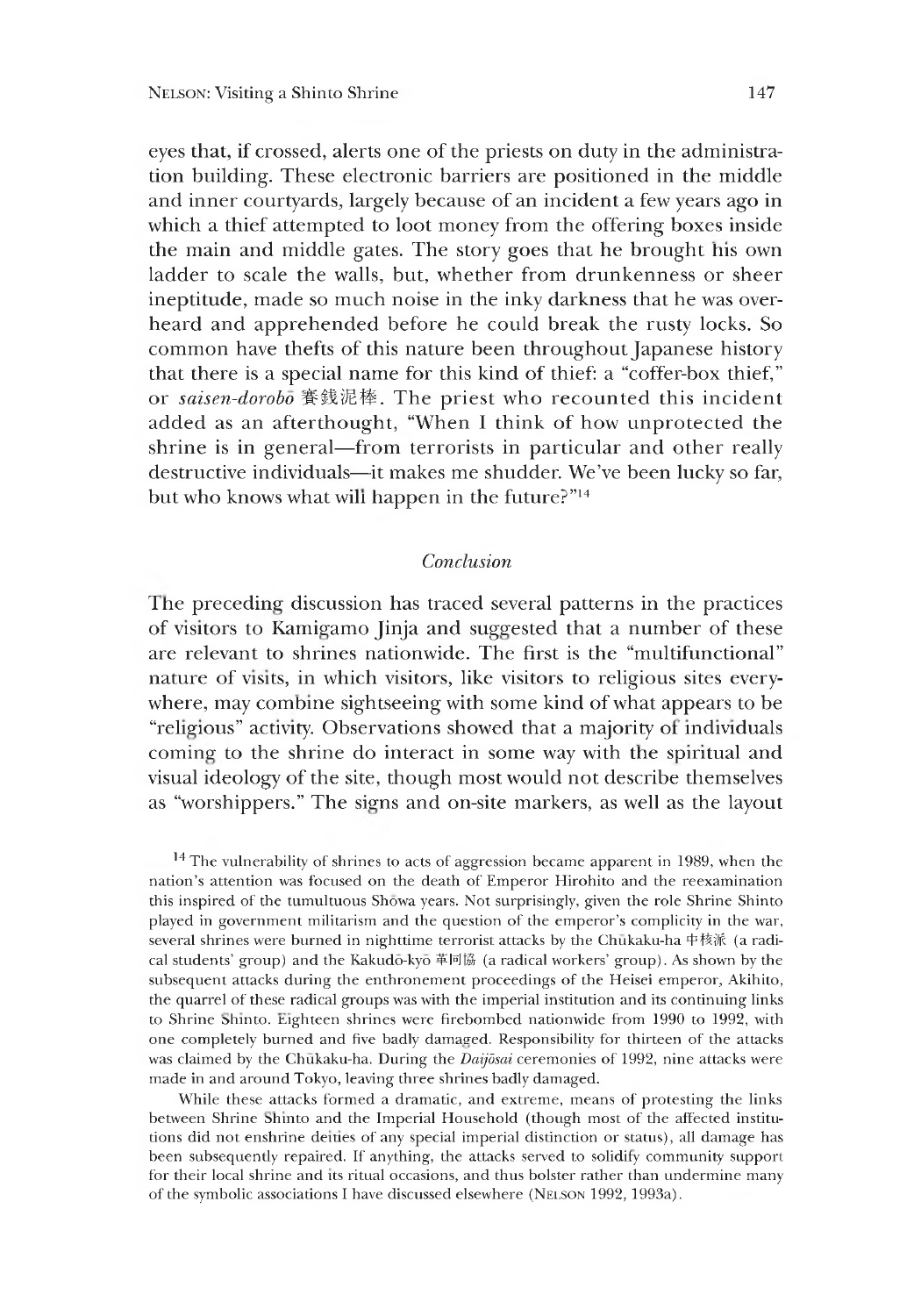eyes that, if crossed, alerts one of the priests on duty in the administration building. These electronic barriers are positioned in the middle and inner courtyards, largely because of an incident a few years ago in which a thief attempted to loot money from the offering boxes inside the main and middle gates. The story goes that he brought his own ladder to scale the walls, but, whether from drunkenness or sheer ineptitude, made so much noise in the inky darkness that he was overheard and apprehended before he could break the rusty locks. So common have thefts of this nature been throughout Japanese history that there is a special name for this kind of thief: a "coffer-box thief," or *saisen-dorobō* 賽銭泥棒. The priest who recounted this incident added as an afterthought, "When I think of how unprotected the shrine is in general—from terrorists in particular and other really destructive individuals—it makes me shudder. We've been lucky so far, but who knows what will happen in the future?"[14]

## *Conclusion*

The preceding discussion has traced several patterns in the practices of visitors to Kamigamo Jinja and suggested that a number of these are relevant to shrines nationwide. The first is the "multifunctional" nature of visits, in which visitors, like visitors to religious sites everywhere, may combine sightseeing with some kind of what appears to be "religious" activity. Observations showed that a majority of individuals coming to the shrine do interact in some way with the spiritual and visual ideology of the site, though most would not describe themselves as "worshippers." The signs and on-site markers, as well as the layout

[14] The vulnerability of shrines to acts of aggression became apparent in 1989, when the nation's attention was focused on the death of Emperor Hirohito and the reexamination this inspired of the tumultuous Shōwa years. Not surprisingly, given the role Shrine Shinto played in government militarism and the question of the emperor's complicity in the war, several shrines were burned in nighttime terrorist attacks by the Chūkaku-ha 中核派 (a radical students' group) and the Kakudō-kyō 革同協 (a radical workers' group). As shown by the subsequent attacks during the enthronement proceedings of the Heisei emperor, Akihito, the quarrel of these radical groups was with the imperial institution and its continuing links to Shrine Shinto. Eighteen shrines were firebombed nationwide from 1990 to 1992, with one completely burned and five badly damaged. Responsibility for thirteen of the attacks was claimed by the Chūkaku-ha. During the *Daijōsai* ceremonies of 1992, nine attacks were made in and around Tokyo, leaving three shrines badly damaged.

While these attacks formed a dramatic, and extreme, means of protesting the links between Shrine Shinto and the Imperial Household (though most of the affected institutions did not enshrine deities of any special imperial distinction or status), all damage has been subsequently repaired. If anything, the attacks served to solidify community support for their local shrine and its ritual occasions, and thus bolster rather than undermine many of the symbolic associations I have discussed elsewhere (NELSON 1992, 1993a).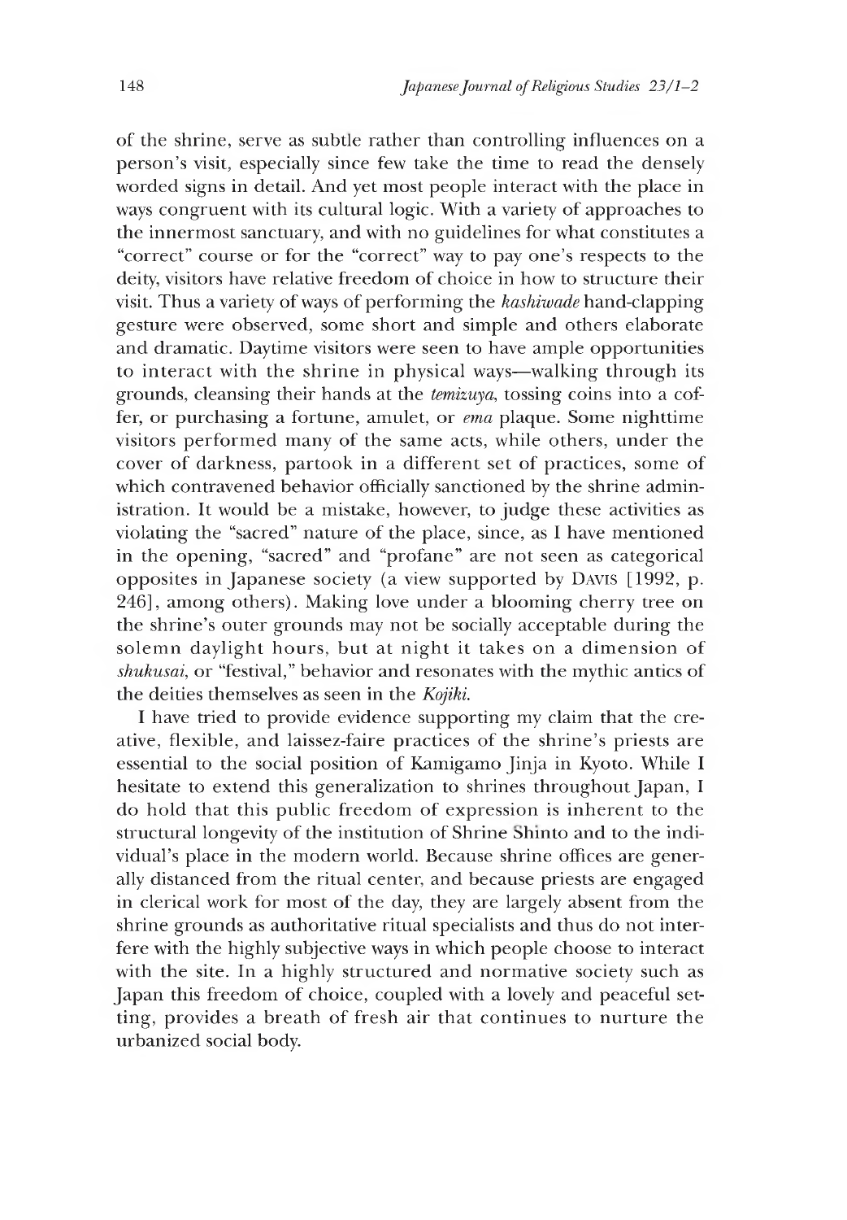of the shrine, serve as subtle rather than controlling influences on a person's visit, especially since few take the time to read the densely worded signs in detail. And yet most people interact with the place in ways congruent with its cultural logic. With a variety of approaches to the innermost sanctuary, and with no guidelines for what constitutes a "correct" course or for the "correct" way to pay one's respects to the deity, visitors have relative freedom of choice in how to structure their visit. Thus a variety of ways of performing the *kashiwade* hand-clapping gesture were observed, some short and simple and others elaborate and dramatic. Daytime visitors were seen to have ample opportunities to interact with the shrine in physical ways—walking through its grounds, cleansing their hands at the *temizuya*, tossing coins into a coffer, or purchasing a fortune, amulet, or *ema* plaque. Some nighttime visitors performed many of the same acts, while others, under the cover of darkness, partook in a different set of practices, some of which contravened behavior officially sanctioned by the shrine administration. It would be a mistake, however, to judge these activities as violating the "sacred" nature of the place, since, as I have mentioned in the opening, "sacred" and "profane" are not seen as categorical opposites in Japanese society (a view supported by DAVIS [1992, p. 246], among others). Making love under a blooming cherry tree on the shrine's outer grounds may not be socially acceptable during the solemn daylight hours, but at night it takes on a dimension of *shukusai*, or "festival," behavior and resonates with the mythic antics of the deities themselves as seen in the *Kojiki*.

I have tried to provide evidence supporting my claim that the creative, flexible, and laissez-faire practices of the shrine's priests are essential to the social position of Kamigamo Jinja in Kyoto. While I hesitate to extend this generalization to shrines throughout Japan, I do hold that this public freedom of expression is inherent to the structural longevity of the institution of Shrine Shinto and to the individual's place in the modern world. Because shrine offices are generally distanced from the ritual center, and because priests are engaged in clerical work for most of the day, they are largely absent from the shrine grounds as authoritative ritual specialists and thus do not interfere with the highly subjective ways in which people choose to interact with the site. In a highly structured and normative society such as Japan this freedom of choice, coupled with a lovely and peaceful setting, provides a breath of fresh air that continues to nurture the urbanized social body.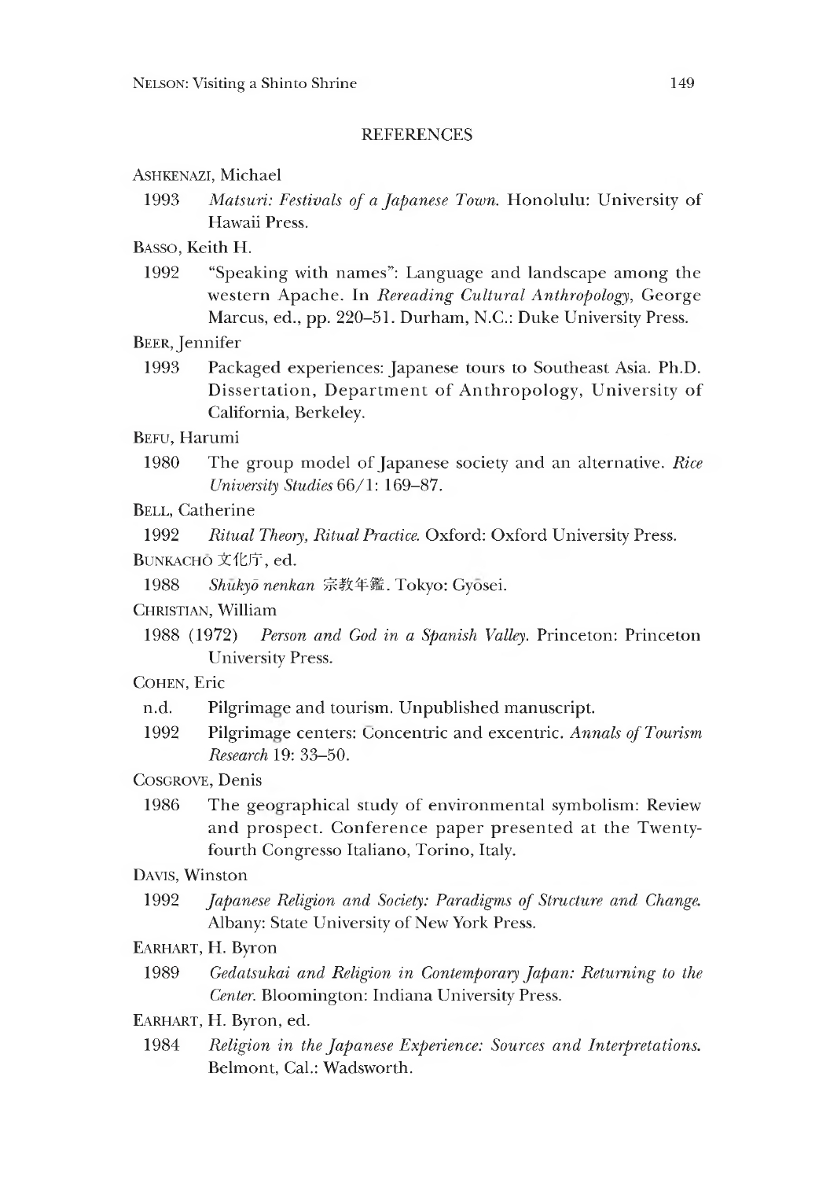## REFERENCES

ASHKENAZI, Michael

1993 *Matsuri: Festivals of a Japanese Town.* Honolulu: University of Hawaii Press.

BASSO, Keith H.

1992 "Speaking with names": Language and landscape among the western Apache. In *Rereading Cultural Anthropology*, George Marcus, ed., pp. 220–51. Durham, N.C.: Duke University Press.

BEER, Jennifer

1993 Packaged experiences: Japanese tours to Southeast Asia. Ph.D. Dissertation, Department of Anthropology, University of California, Berkeley.

BEFU, Harumi

1980 The group model of Japanese society and an alternative. *Rice University Studies* 66/1: 169–87.

BELL, Catherine

1992 *Ritual Theory, Ritual Practice.* Oxford: Oxford University Press.

BUNKACHŌ 文化庁, ed.

1988 *Shūkyō nenkan* 宗教年鑑. Tokyo: Gyōsei.

CHRISTIAN, William

1988 (1972) *Person and God in a Spanish Valley.* Princeton: Princeton University Press.

COHEN, Eric

n.d. Pilgrimage and tourism. Unpublished manuscript.

1992 Pilgrimage centers: Concentric and excentric. *Annals of Tourism Research* 19: 33–50.

COSGROVE, Denis

1986 The geographical study of environmental symbolism: Review and prospect. Conference paper presented at the Twenty-fourth Congresso Italiano, Torino, Italy.

DAVIS, Winston

1992 *Japanese Religion and Society: Paradigms of Structure and Change.* Albany: State University of New York Press.

EARHART, H. Byron

1989 *Gedatsukai and Religion in Contemporary Japan: Returning to the Center.* Bloomington: Indiana University Press.

EARHART, H. Byron, ed.

1984 *Religion in the Japanese Experience: Sources and Interpretations.* Belmont, Cal.: Wadsworth.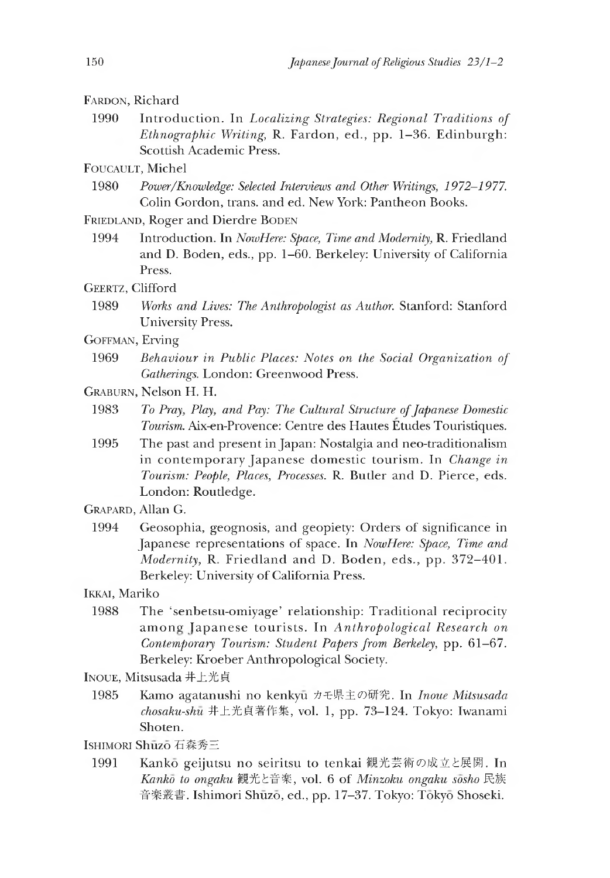FARDON, Richard

1990 Introduction. In *Localizing Strategies: Regional Traditions of Ethnographic Writing*, R. Fardon, ed., pp. 1–36. Edinburgh: Scottish Academic Press.

FOUCAULT, Michel

1980 *Power/Knowledge: Selected Interviews and Other Writings, 1972–1977.* Colin Gordon, trans. and ed. New York: Pantheon Books.

FRIEDLAND, Roger and Dierdre BODEN

1994 Introduction. In *NowHere: Space, Time and Modernity*, R. Friedland and D. Boden, eds., pp. 1–60. Berkeley: University of California Press.

GEERTZ, Clifford

1989 *Works and Lives: The Anthropologist as Author.* Stanford: Stanford University Press.

GOFFMAN, Erving

1969 *Behaviour in Public Places: Notes on the Social Organization of Gatherings.* London: Greenwood Press.

GRABURN, Nelson H. H.

1983 *To Pray, Play, and Pay: The Cultural Structure of Japanese Domestic Tourism.* Aix-en-Provence: Centre des Hautes Études Touristiques.

1995 The past and present in Japan: Nostalgia and neo-traditionalism in contemporary Japanese domestic tourism. In *Change in Tourism: People, Places, Processes.* R. Butler and D. Pierce, eds. London: Routledge.

GRAPARD, Allan G.

1994 Geosophia, geognosis, and geopiety: Orders of significance in Japanese representations of space. In *NowHere: Space, Time and Modernity*, R. Friedland and D. Boden, eds., pp. 372–401. Berkeley: University of California Press.

IKKAI, Mariko

1988 The 'senbetsu-omiyage' relationship: Traditional reciprocity among Japanese tourists. In *Anthropological Research on Contemporary Tourism: Student Papers from Berkeley*, pp. 61–67. Berkeley: Kroeber Anthropological Society.

INOUE, Mitsusada 井上光貞

1985 Kamo agatanushi no kenkyū カモ県主の研究. In *Inoue Mitsusada chosaku-shū* 井上光貞著作集, vol. 1, pp. 73–124. Tokyo: Iwanami Shoten.

ISHIMORI Shūzō 石森秀三

1991 Kankō geijutsu no seiritsu to tenkai 観光芸術の成立と展開. In *Kankō to ongaku* 観光と音楽, vol. 6 of *Minzoku ongaku sōsho* 民族音楽叢書. Ishimori Shūzō, ed., pp. 17–37. Tokyo: Tōkyō Shoseki.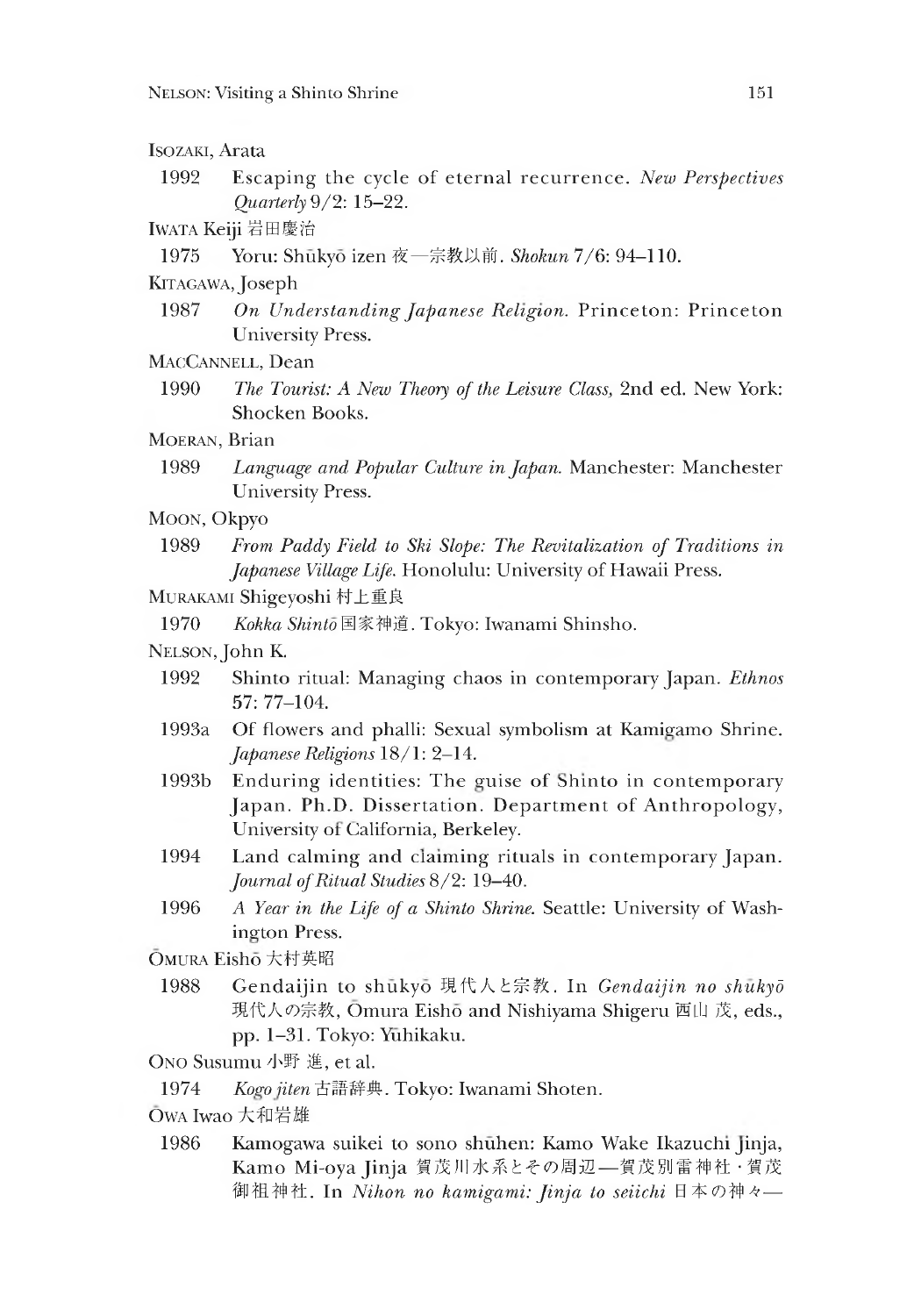ISOZAKI, Arata

1992 Escaping the cycle of eternal recurrence. *New Perspectives Quarterly* 9/2: 15–22.

IWATA Keiji 岩田慶治

1975 Yoru: Shūkyō izen 夜—宗教以前. *Shokun* 7/6: 94–110.

KITAGAWA, Joseph

1987 *On Understanding Japanese Religion.* Princeton: Princeton University Press.

MACCANNELL, Dean

1990 *The Tourist: A New Theory of the Leisure Class,* 2nd ed. New York: Shocken Books.

MOERAN, Brian

1989 *Language and Popular Culture in Japan.* Manchester: Manchester University Press.

MOON, Okpyo

1989 *From Paddy Field to Ski Slope: The Revitalization of Traditions in Japanese Village Life.* Honolulu: University of Hawaii Press.

MURAKAMI Shigeyoshi 村上重良

1970 *Kokka Shintō* 国家神道. Tokyo: Iwanami Shinsho.

NELSON, John K.

1992 Shinto ritual: Managing chaos in contemporary Japan. *Ethnos* 57: 77–104.

1993a Of flowers and phalli: Sexual symbolism at Kamigamo Shrine. *Japanese Religions* 18/1: 2–14.

1993b Enduring identities: The guise of Shinto in contemporary Japan. Ph.D. Dissertation. Department of Anthropology, University of California, Berkeley.

1994 Land calming and claiming rituals in contemporary Japan. *Journal of Ritual Studies* 8/2: 19–40.

1996 *A Year in the Life of a Shinto Shrine.* Seattle: University of Washington Press.

ŌMURA Eishō 大村英昭

1988 Gendaijin to shūkyō 現代人と宗教. In *Gendaijin no shūkyō* 現代人の宗教, Ōmura Eishō and Nishiyama Shigeru 西山 茂, eds., pp. 1–31. Tokyo: Yūhikaku.

ONO Susumu 小野 進, et al.

1974 *Kogo jiten* 古語辞典. Tokyo: Iwanami Shoten.

ŌWA Iwao 大和岩雄

1986 Kamogawa suikei to sono shūhen: Kamo Wake Ikazuchi Jinja, Kamo Mi-oya Jinja 賀茂川水系とその周辺—賀茂別雷神社・賀茂御祖神社. In *Nihon no kamigami: Jinja to seiichi* 日本の神々—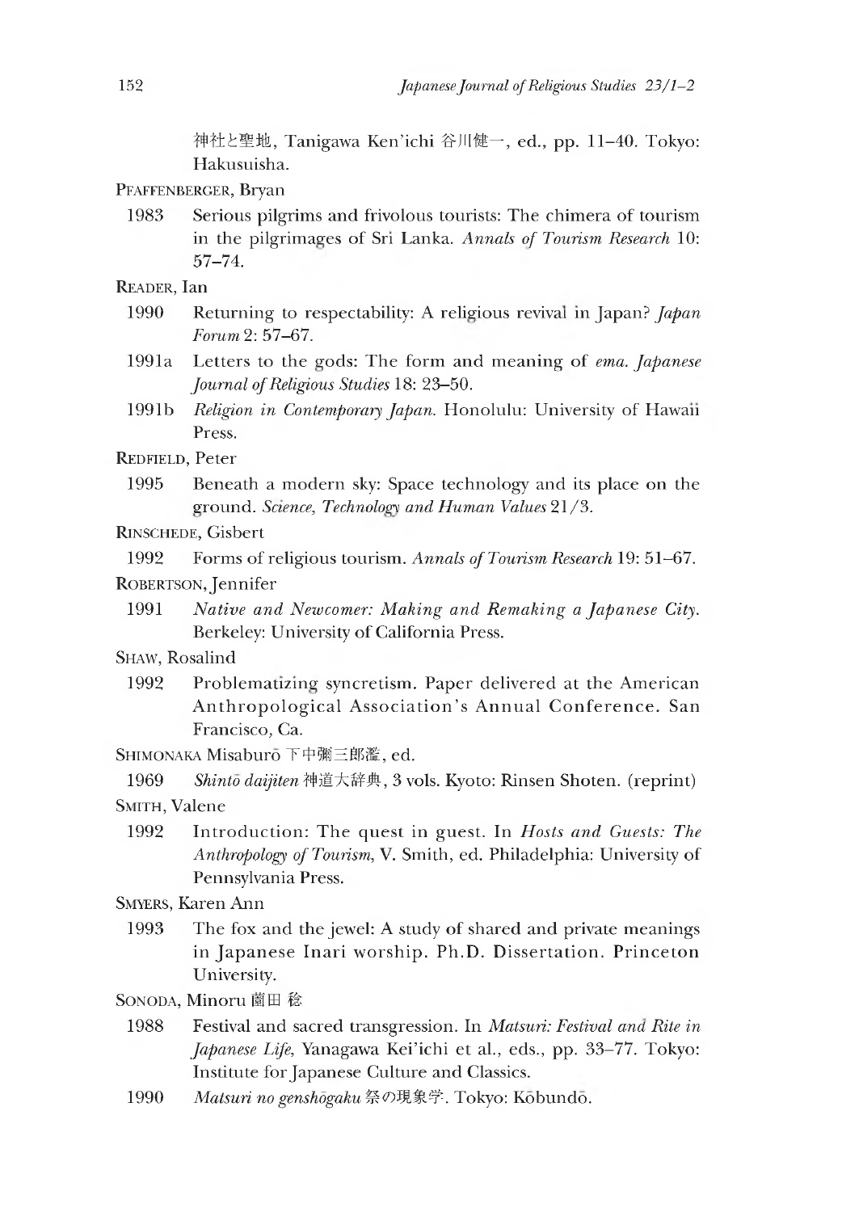神社と聖地, Tanigawa Ken'ichi 谷川健一, ed., pp. 11–40. Tokyo: Hakusuisha.

PFAFFENBERGER, Bryan

1983 Serious pilgrims and frivolous tourists: The chimera of tourism in the pilgrimages of Sri Lanka. *Annals of Tourism Research* 10: 57–74.

READER, Ian

1990 Returning to respectability: A religious revival in Japan? *Japan Forum* 2: 57–67.

1991a Letters to the gods: The form and meaning of *ema*. *Japanese Journal of Religious Studies* 18: 23–50.

1991b *Religion in Contemporary Japan.* Honolulu: University of Hawaii Press.

REDFIELD, Peter

1995 Beneath a modern sky: Space technology and its place on the ground. *Science, Technology and Human Values* 21/3.

RINSCHEDE, Gisbert

1992 Forms of religious tourism. *Annals of Tourism Research* 19: 51–67.

ROBERTSON, Jennifer

1991 *Native and Newcomer: Making and Remaking a Japanese City.* Berkeley: University of California Press.

SHAW, Rosalind

1992 Problematizing syncretism. Paper delivered at the American Anthropological Association's Annual Conference. San Francisco, Ca.

SHIMONAKA Misaburō 下中彌三郎監, ed.

1969 *Shintō daijiten* 神道大辞典, 3 vols. Kyoto: Rinsen Shoten. (reprint)

SMITH, Valene

1992 Introduction: The quest in guest. In *Hosts and Guests: The Anthropology of Tourism*, V. Smith, ed. Philadelphia: University of Pennsylvania Press.

SMYERS, Karen Ann

1993 The fox and the jewel: A study of shared and private meanings in Japanese Inari worship. Ph.D. Dissertation. Princeton University.

SONODA, Minoru 薗田 稔

1988 Festival and sacred transgression. In *Matsuri: Festival and Rite in Japanese Life*, Yanagawa Kei'ichi et al., eds., pp. 33–77. Tokyo: Institute for Japanese Culture and Classics.

1990 *Matsuri no genshōgaku* 祭の現象学. Tokyo: Kōbundō.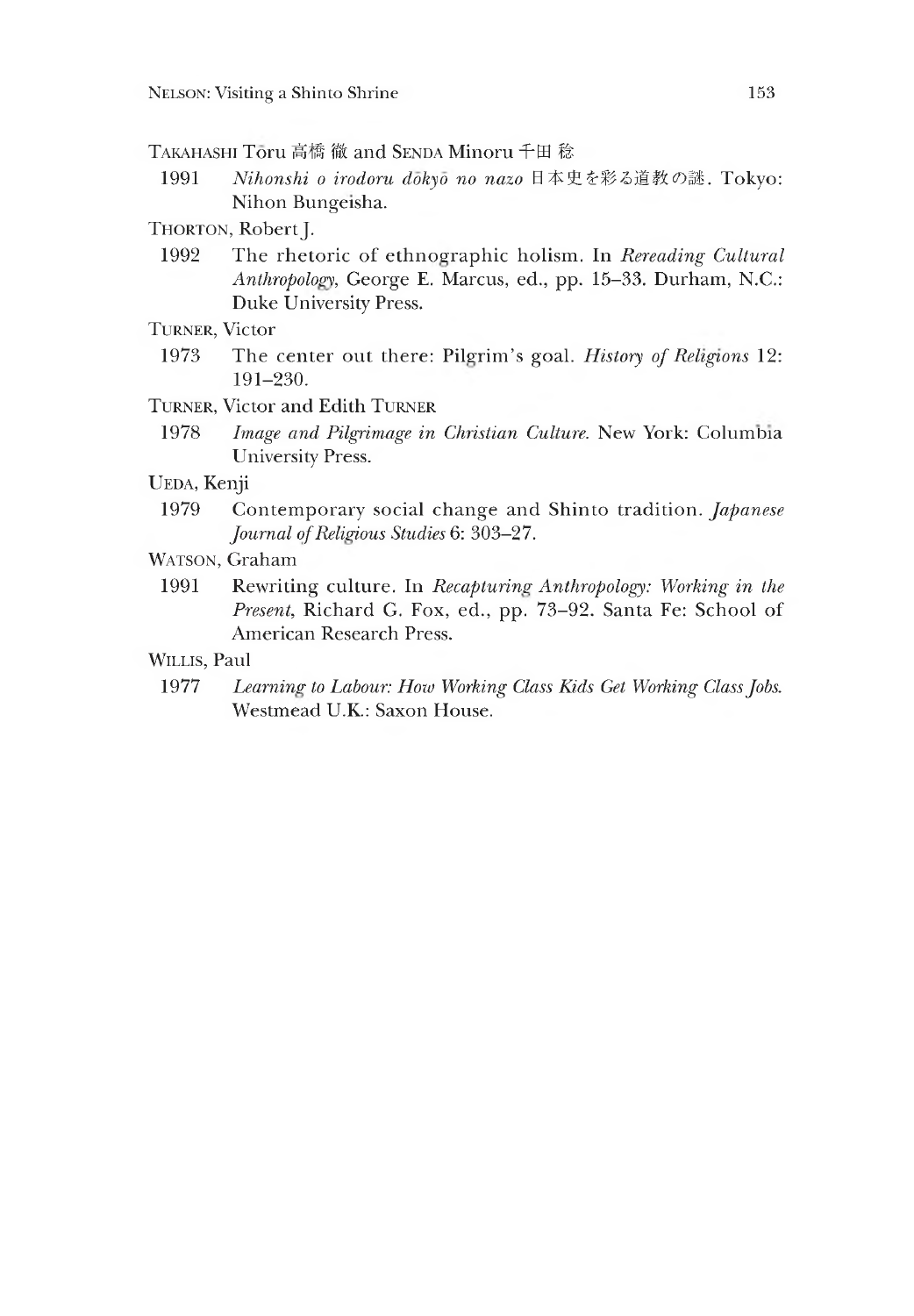TAKAHASHI Tōru 高橋 徹 and SENDA Minoru 千田 稔

1991 *Nihonshi o irodoru dōkyō no nazo* 日本史を彩る道教の謎. Tokyo: Nihon Bungeisha.

THORTON, Robert J.

1992 The rhetoric of ethnographic holism. In *Rereading Cultural Anthropology*, George E. Marcus, ed., pp. 15–33. Durham, N.C.: Duke University Press.

TURNER, Victor

1973 The center out there: Pilgrim's goal. *History of Religions* 12: 191–230.

TURNER, Victor and Edith TURNER

1978 *Image and Pilgrimage in Christian Culture.* New York: Columbia University Press.

UEDA, Kenji

1979 Contemporary social change and Shinto tradition. *Japanese Journal of Religious Studies* 6: 303–27.

WATSON, Graham

1991 Rewriting culture. In *Recapturing Anthropology: Working in the Present*, Richard G. Fox, ed., pp. 73–92. Santa Fe: School of American Research Press.

WILLIS, Paul

1977 *Learning to Labour: How Working Class Kids Get Working Class Jobs.* Westmead U.K.: Saxon House.